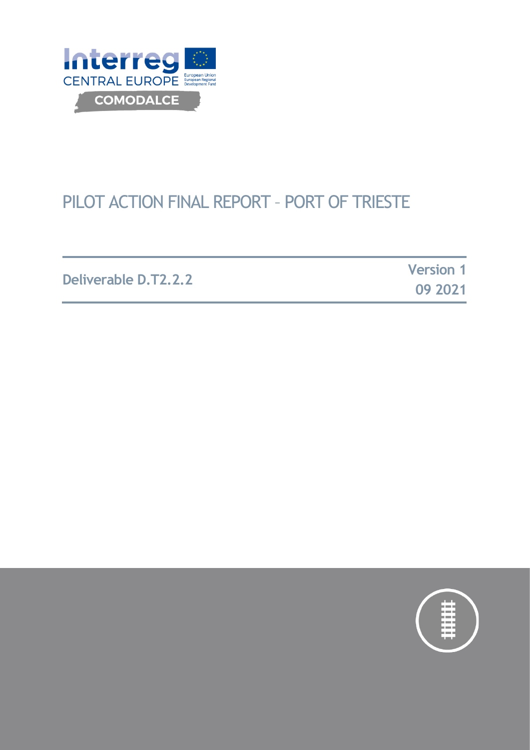Interreg CENTRAL EUROPE

European Union European Regional Development Fund

COMODALCE

# PILOT ACTION FINAL REPORT – PORT OF TRIESTE

**Deliverable D.T2.2.2**

**Version 1**

**09 2021**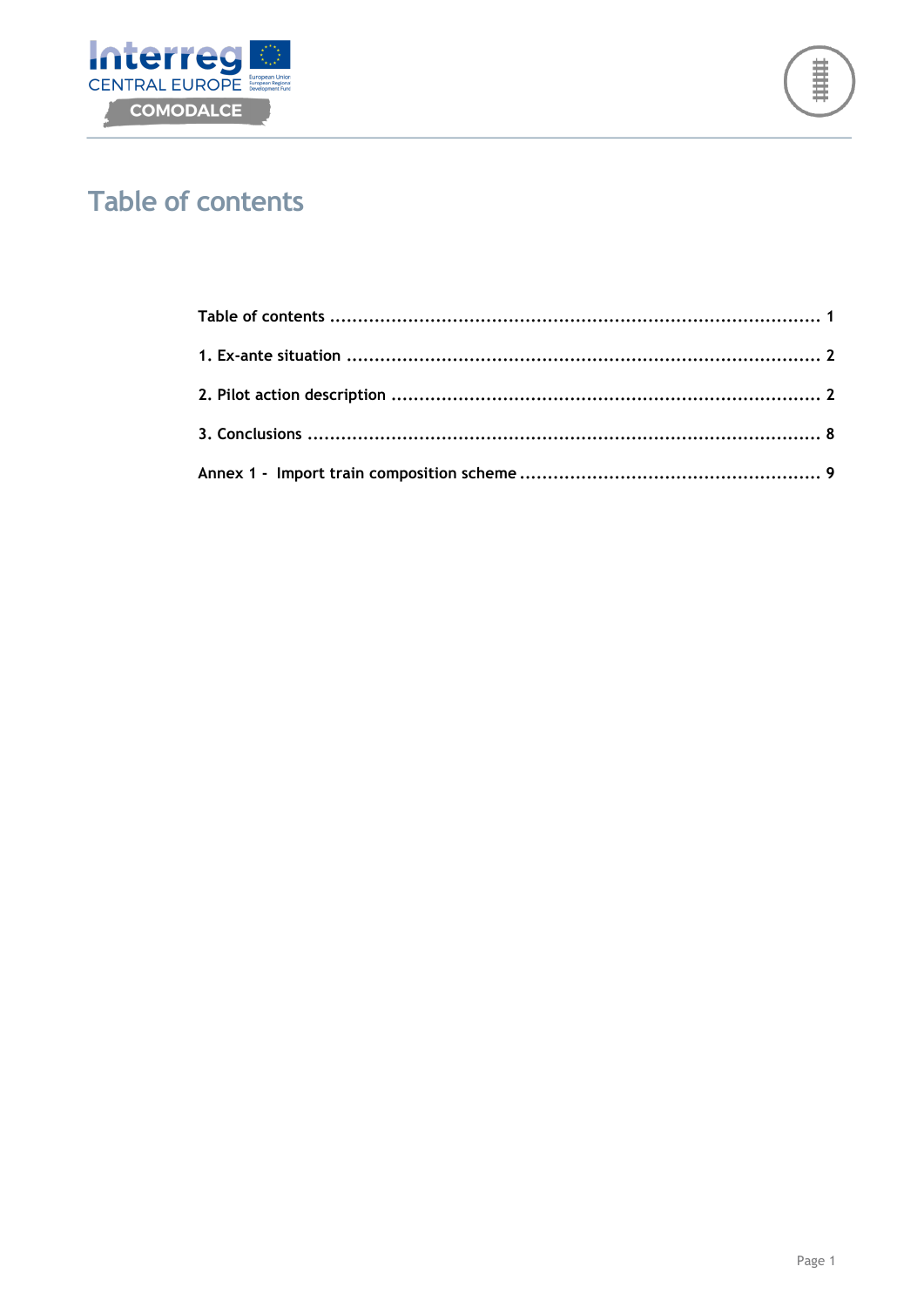# Table of contents

Table of contents ........................................................................................ 1

1. Ex-ante situation ...................................................................................... 2

2. Pilot action description ............................................................................. 2

3. Conclusions ............................................................................................. 8

Annex 1 - Import train composition scheme ...................................................... 9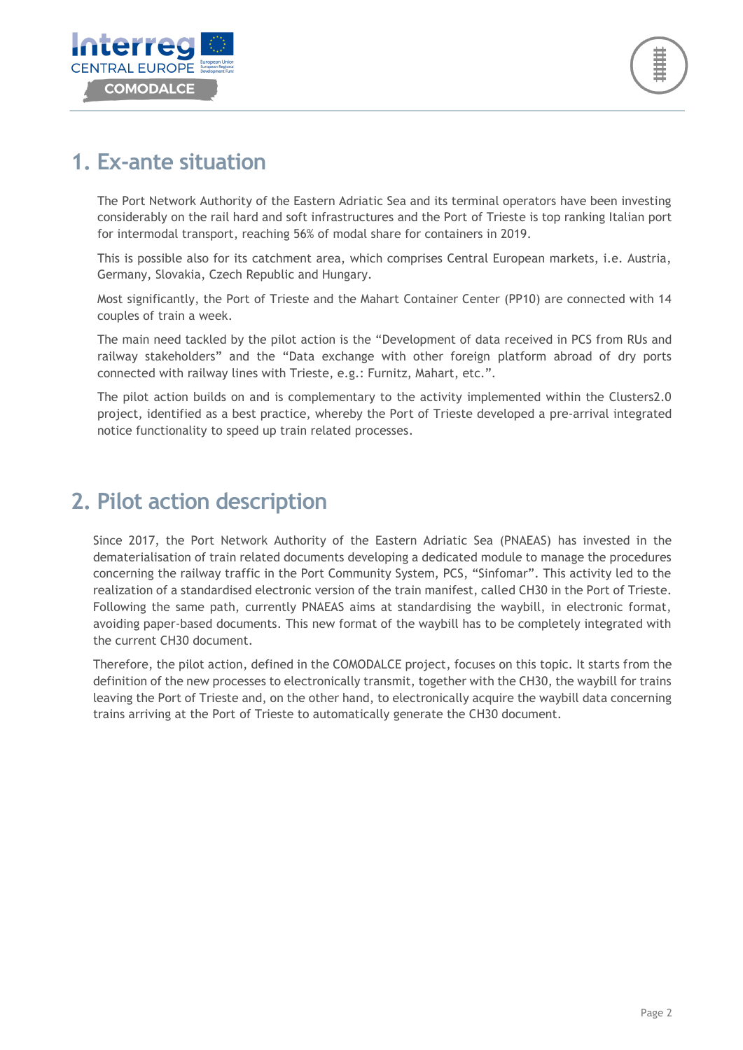# 1. Ex-ante situation

The Port Network Authority of the Eastern Adriatic Sea and its terminal operators have been investing considerably on the rail hard and soft infrastructures and the Port of Trieste is top ranking Italian port for intermodal transport, reaching 56% of modal share for containers in 2019.

This is possible also for its catchment area, which comprises Central European markets, i.e. Austria, Germany, Slovakia, Czech Republic and Hungary.

Most significantly, the Port of Trieste and the Mahart Container Center (PP10) are connected with 14 couples of train a week.

The main need tackled by the pilot action is the "Development of data received in PCS from RUs and railway stakeholders" and the "Data exchange with other foreign platform abroad of dry ports connected with railway lines with Trieste, e.g.: Furnitz, Mahart, etc.".

The pilot action builds on and is complementary to the activity implemented within the Clusters2.0 project, identified as a best practice, whereby the Port of Trieste developed a pre-arrival integrated notice functionality to speed up train related processes.

# 2. Pilot action description

Since 2017, the Port Network Authority of the Eastern Adriatic Sea (PNAEAS) has invested in the dematerialisation of train related documents developing a dedicated module to manage the procedures concerning the railway traffic in the Port Community System, PCS, "Sinfomar". This activity led to the realization of a standardised electronic version of the train manifest, called CH30 in the Port of Trieste. Following the same path, currently PNAEAS aims at standardising the waybill, in electronic format, avoiding paper-based documents. This new format of the waybill has to be completely integrated with the current CH30 document.

Therefore, the pilot action, defined in the COMODALCE project, focuses on this topic. It starts from the definition of the new processes to electronically transmit, together with the CH30, the waybill for trains leaving the Port of Trieste and, on the other hand, to electronically acquire the waybill data concerning trains arriving at the Port of Trieste to automatically generate the CH30 document.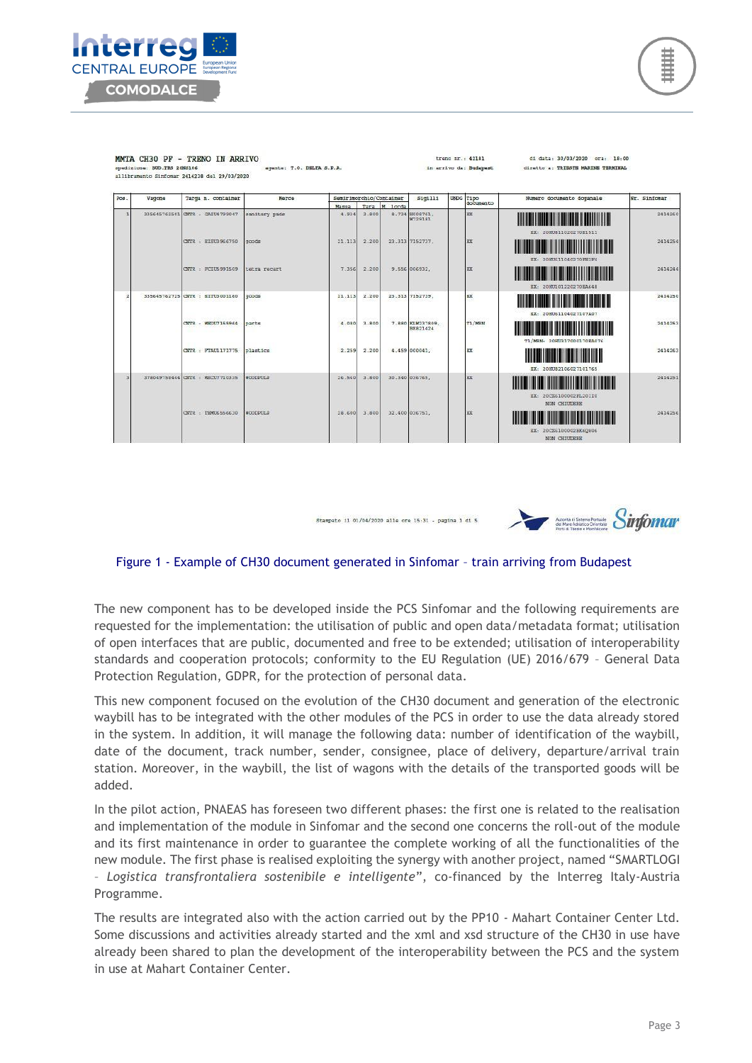MMTA CH30 PF – TRENO IN ARRIVO

spedizione: BUD.TRS 20N0166 agente: T.O. DELTA S.P.A. treno nr.: 42181 di data: 30/03/2020 ora: 18:00
allibramento Sinfomar 2414238 del 29/03/2020 in arrivo da: Budapest diretto a: TRIESTE MARINE TERMINAL

| Pos. | Vagone | Targa n. container | Merce | Semirimorchio/Container Massa | Tara | M. lorda | Sigilli | UNDG | Tipo documento | Numero documento doganale | Nr. Sinfomar |
|---|---|---|---|---|---|---|---|---|---|---|---|
| 1 | 335645762561 | CNTR : CAIU4799047 | sanitary pads | 4.934 | 3.800 | 8.734 | H008761, W729161 | | EX | EX: 20HU811020270B1511 | 2414260 |
| | | CNTR : SISU3966750 | goods | 21.113 | 2.200 | 23.313 | 7152737, | | EX | EX: 20HU81104027OFR3P4 | 2414254 |
| | | CNTR : FCIU5991509 | terra recart | 7.356 | 2.200 | 9.556 | 006932, | | EX | EX: 20HU1012202708A448 | 2414244 |
| 2 | 335645762715 | CNTR : KITU3001160 | goods | 21.113 | 2.200 | 23.313 | 7152739, | | EX | EX: 20HU811040271O7A07 | 2414250 |
| | | CNTR : MEDU7155964 | parts | 4.080 | 3.800 | 7.880 | KLM527869, BX821424 | | T1/MRN | T1/MRN: 20HU31700013OBA674 | 2414253 |
| | | CNTR : FTAU1171775 | plastics | 2.259 | 2.200 | 4.459 | 000041, | | EX | EX: 20HU821060271O1765 | 2414263 |
| 3 | 378049758444 | CNTR : MSCU7710335 | WOODPULP | 26.540 | 3.800 | 30.340 | 036763, | | EX | EX: 20CZ6100002FLO2OI6 NON CHIUDERE | 2414251 |
| | | CNTR : TEMU6556630 | WOODPULP | 28.600 | 3.800 | 32.400 | 036751, | | EX | EX: 20CZ6100002BKAQ806 NON CHIUDERE | 2414256 |

Stampato il 01/04/2020 alle ore 15:31 - pagina 1 di 5

Figure 1 - Example of CH30 document generated in Sinfomar – train arriving from Budapest

The new component has to be developed inside the PCS Sinfomar and the following requirements are requested for the implementation: the utilisation of public and open data/metadata format; utilisation of open interfaces that are public, documented and free to be extended; utilisation of interoperability standards and cooperation protocols; conformity to the EU Regulation (UE) 2016/679 – General Data Protection Regulation, GDPR, for the protection of personal data.

This new component focused on the evolution of the CH30 document and generation of the electronic waybill has to be integrated with the other modules of the PCS in order to use the data already stored in the system. In addition, it will manage the following data: number of identification of the waybill, date of the document, track number, sender, consignee, place of delivery, departure/arrival train station. Moreover, in the waybill, the list of wagons with the details of the transported goods will be added.

In the pilot action, PNAEAS has foreseen two different phases: the first one is related to the realisation and implementation of the module in Sinfomar and the second one concerns the roll-out of the module and its first maintenance in order to guarantee the complete working of all the functionalities of the new module. The first phase is realised exploiting the synergy with another project, named "SMARTLOGI – *Logistica transfrontaliera sostenibile e intelligente*", co-financed by the Interreg Italy-Austria Programme.

The results are integrated also with the action carried out by the PP10 - Mahart Container Center Ltd. Some discussions and activities already started and the xml and xsd structure of the CH30 in use have already been shared to plan the development of the interoperability between the PCS and the system in use at Mahart Container Center.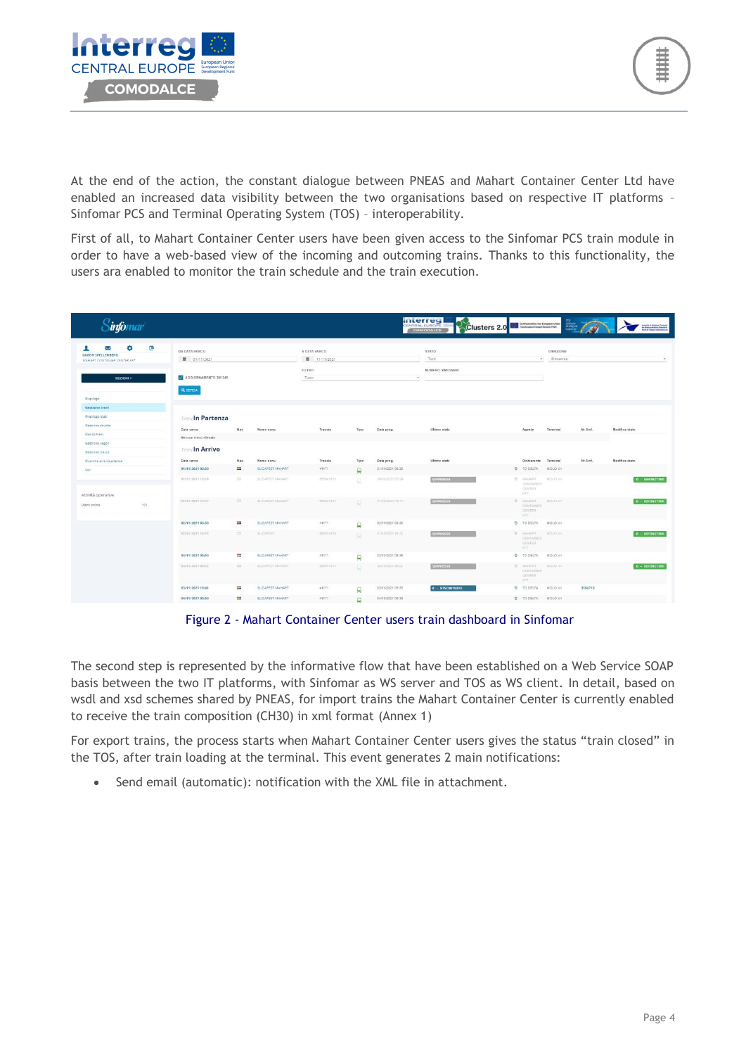At the end of the action, the constant dialogue between PNEAS and Mahart Container Center Ltd have enabled an increased data visibility between the two organisations based on respective IT platforms – Sinfomar PCS and Terminal Operating System (TOS) – interoperability.

First of all, to Mahart Container Center users have been given access to the Sinfomar PCS train module in order to have a web-based view of the incoming and outcoming trains. Thanks to this functionality, the users ara enabled to monitor the train schedule and the train execution.

Figure 2 - Mahart Container Center users train dashboard in Sinfomar

The second step is represented by the informative flow that have been established on a Web Service SOAP basis between the two IT platforms, with Sinfomar as WS server and TOS as WS client. In detail, based on wsdl and xsd schemes shared by PNEAS, for import trains the Mahart Container Center is currently enabled to receive the train composition (CH30) in xml format (Annex 1)

For export trains, the process starts when Mahart Container Center users gives the status "train closed" in the TOS, after train loading at the terminal. This event generates 2 main notifications:

- Send email (automatic): notification with the XML file in attachment.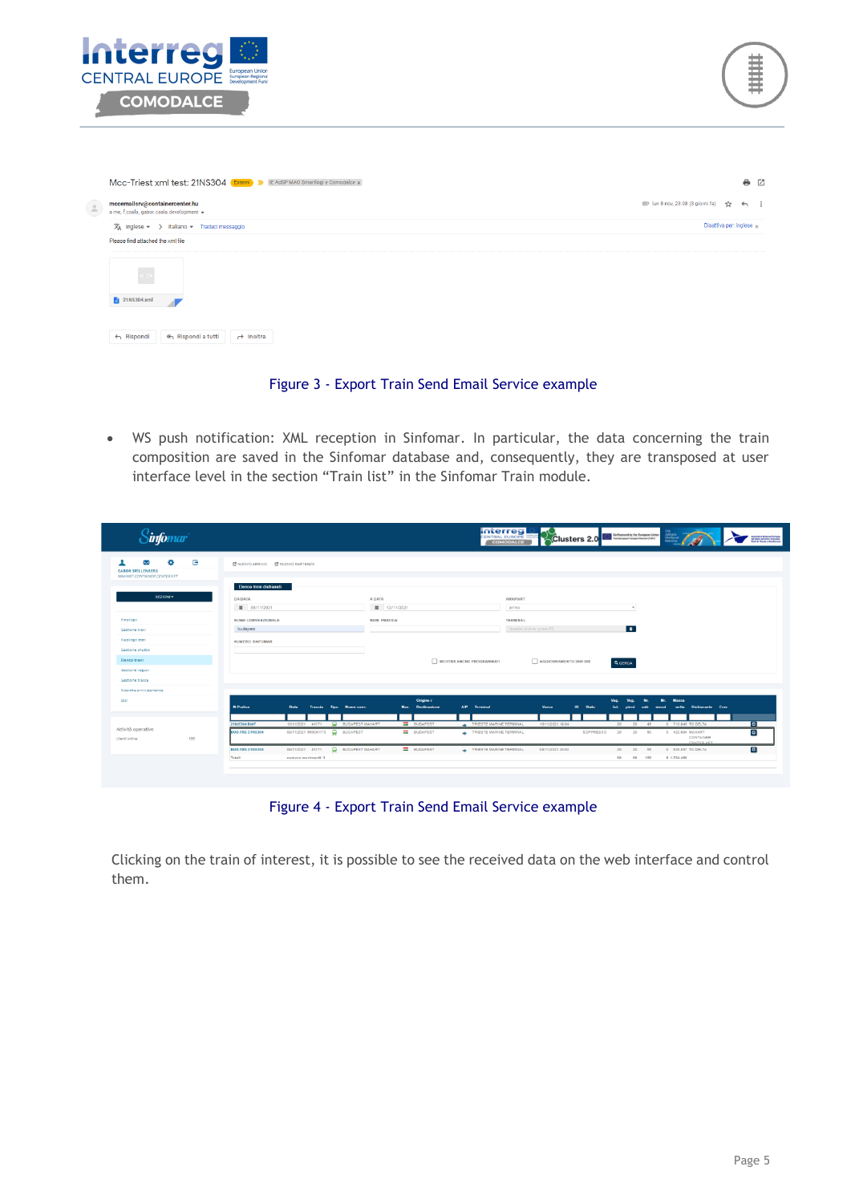Figure 3 - Export Train Send Email Service example

- WS push notification: XML reception in Sinfomar. In particular, the data concerning the train composition are saved in the Sinfomar database and, consequently, they are transposed at user interface level in the section "Train list" in the Sinfomar Train module.

Figure 4 - Export Train Send Email Service example

Clicking on the train of interest, it is possible to see the received data on the web interface and control them.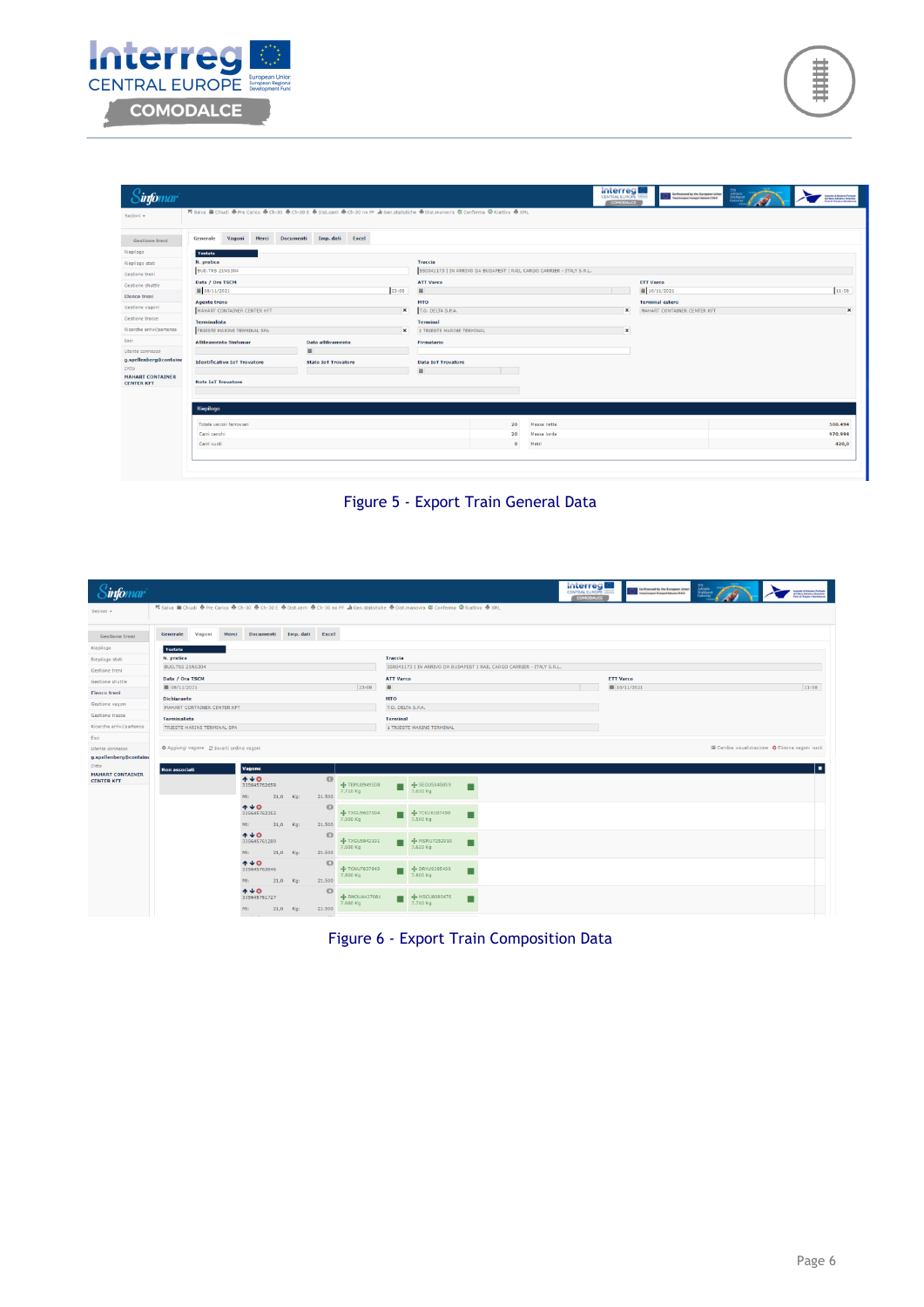Figure 5 - Export Train General Data

Figure 6 - Export Train Composition Data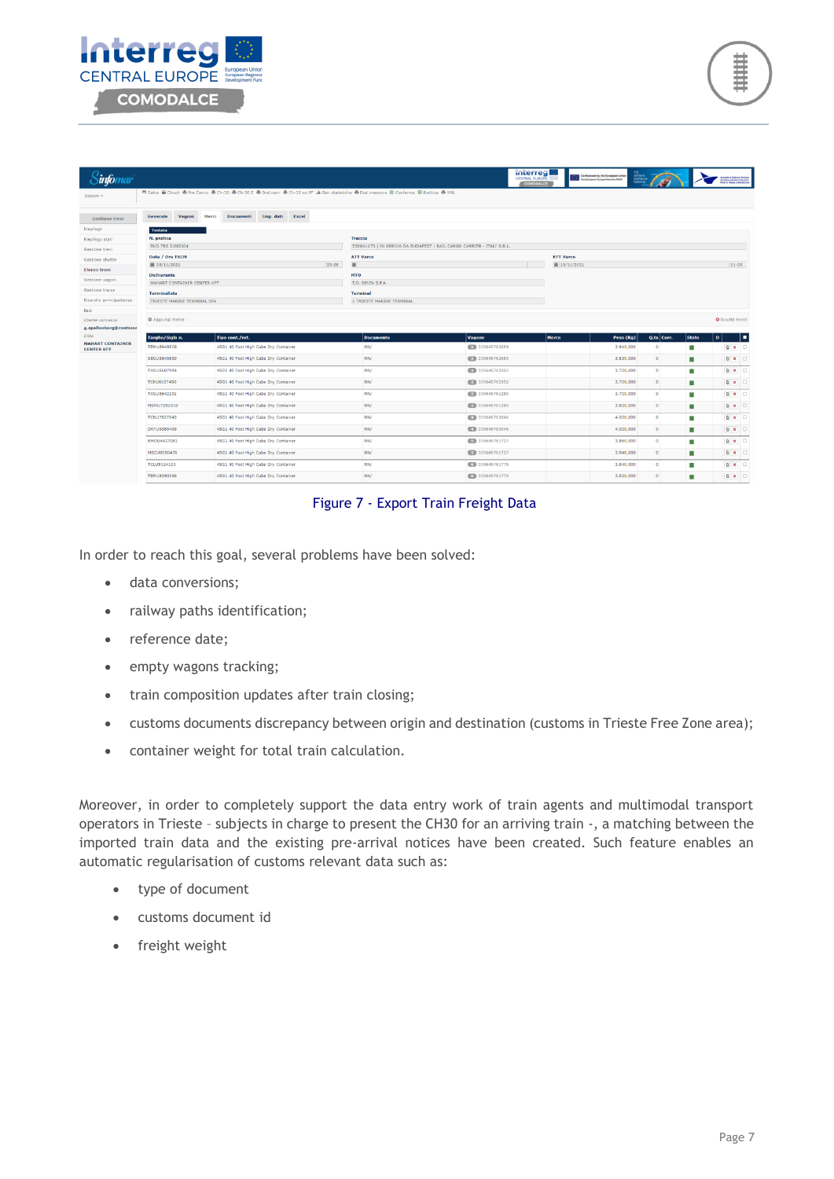Figure 7 - Export Train Freight Data

In order to reach this goal, several problems have been solved:

- data conversions;
- railway paths identification;
- reference date;
- empty wagons tracking;
- train composition updates after train closing;
- customs documents discrepancy between origin and destination (customs in Trieste Free Zone area);
- container weight for total train calculation.

Moreover, in order to completely support the data entry work of train agents and multimodal transport operators in Trieste – subjects in charge to present the CH30 for an arriving train -, a matching between the imported train data and the existing pre-arrival notices have been created. Such feature enables an automatic regularisation of customs relevant data such as:

- type of document
- customs document id
- freight weight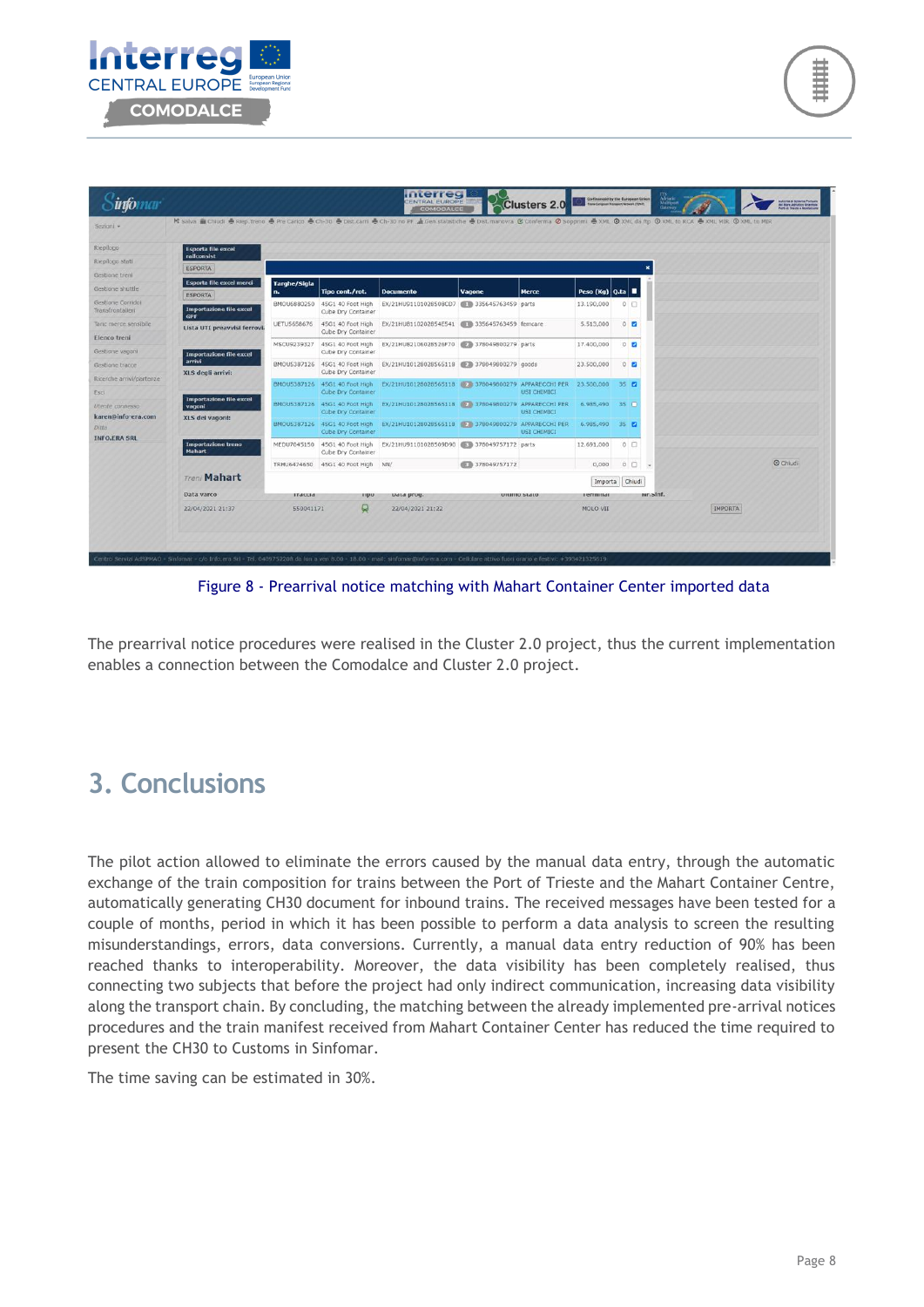Figure 8 - Prearrival notice matching with Mahart Container Center imported data

The prearrival notice procedures were realised in the Cluster 2.0 project, thus the current implementation enables a connection between the Comodalce and Cluster 2.0 project.

# 3. Conclusions

The pilot action allowed to eliminate the errors caused by the manual data entry, through the automatic exchange of the train composition for trains between the Port of Trieste and the Mahart Container Centre, automatically generating CH30 document for inbound trains. The received messages have been tested for a couple of months, period in which it has been possible to perform a data analysis to screen the resulting misunderstandings, errors, data conversions. Currently, a manual data entry reduction of 90% has been reached thanks to interoperability. Moreover, the data visibility has been completely realised, thus connecting two subjects that before the project had only indirect communication, increasing data visibility along the transport chain. By concluding, the matching between the already implemented pre-arrival notices procedures and the train manifest received from Mahart Container Center has reduced the time required to present the CH30 to Customs in Sinfomar.

The time saving can be estimated in 30%.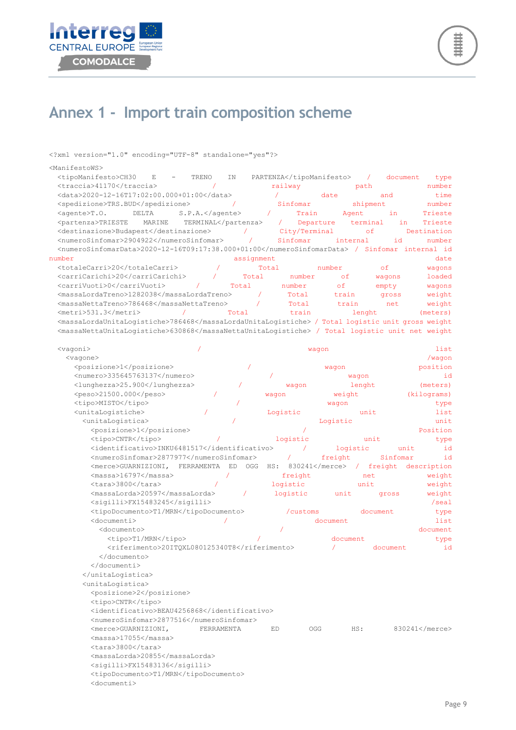# Annex 1 - Import train composition scheme

```
<?xml version="1.0" encoding="UTF-8" standalone="yes"?>
<ManifestoWS>
  <tipoManifesto>CH30 E - TRENO IN PARTENZA</tipoManifesto> / document type
  <traccia>41170</traccia> / railway path number
  <data>2020-12-16T17:02:00.000+01:00</data> / date and time
  <spedizione>TRS.BUD</spedizione> / Sinfomar shipment number
  <agente>T.O. DELTA S.P.A.</agente> / Train Agent in Trieste
  <partenza>TRIESTE MARINE TERMINAL</partenza> / Departure terminal in Trieste
  <destinazione>Budapest</destinazione> / City/Terminal of Destination
  <numeroSinfomar>2904922</numeroSinfomar> / Sinfomar internal id number
  <numeroSinfomarData>2020-12-16T09:17:38.000+01:00</numeroSinfomarData> / Sinfomar internal id
number assignment date
  <totaleCarri>20</totaleCarri> / Total number of wagons
  <carriCarichi>20</carriCarichi> / Total number of wagons loaded
  <carriVuoti>0</carriVuoti> / Total number of empty wagons
  <massaLordaTreno>1282038</massaLordaTreno> / Total train gross weight
  <massaNettaTreno>786468</massaNettaTreno> / Total train net weight
  <metri>531.3</metri> / Total train lenght (meters)
  <massaLordaUnitaLogistiche>786468</massaLordaUnitaLogistiche> / Total logistic unit gross weight
  <massaNettaUnitaLogistiche>630868</massaNettaUnitaLogistiche> / Total logistic unit net weight

  <vagoni> / wagon list
    <vagone> /wagon
      <posizione>1</posizione> / wagon position
      <numero>335645763137</numero> / wagon id
      <lunghezza>25.900</lunghezza> / wagon lenght (meters)
      <peso>21500.000</peso> / wagon weight (kilograms)
      <tipo>MISTO</tipo> / wagon type
      <unitaLogistiche> / Logistic unit list
        <unitaLogistica> / Logistic unit
          <posizione>1</posizione> / Position
          <tipo>CNTR</tipo> / logistic unit type
          <identificativo>INKU6481517</identificativo> / logistic unit id
          <numeroSinfomar>2877977</numeroSinfomar> / freight Sinfomar id
          <merce>GUARNIZIONI, FERRAMENTA ED OGG HS: 830241</merce> / freight description
          <massa>16797</massa> / freight net weight
          <tara>3800</tara> / logistic unit weight
          <massaLorda>20597</massaLorda> / logistic unit gross weight
          <sigilli>FX15483245</sigilli> /seal
          <tipoDocumento>T1/MRN</tipoDocumento> /customs document type
          <documenti> / document list
            <documento> / document
              <tipo>T1/MRN</tipo> / document type
              <riferimento>20ITQXL080125340T8</riferimento> / document id
            </documento>
          </documenti>
        </unitaLogistica>
        <unitaLogistica>
          <posizione>2</posizione>
          <tipo>CNTR</tipo>
          <identificativo>BEAU4256868</identificativo>
          <numeroSinfomar>2877516</numeroSinfomar>
          <merce>GUARNIZIONI, FERRAMENTA ED OGG HS: 830241</merce>
          <massa>17055</massa>
          <tara>3800</tara>
          <massaLorda>20855</massaLorda>
          <sigilli>FX15483136</sigilli>
          <tipoDocumento>T1/MRN</tipoDocumento>
          <documenti>
```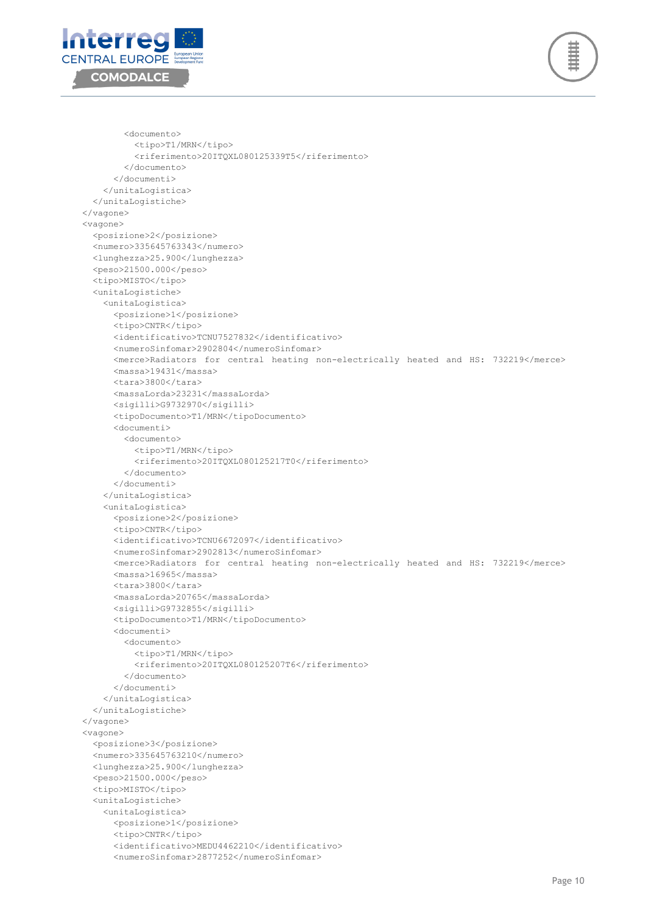```
          <documento>
            <tipo>T1/MRN</tipo>
            <riferimento>20ITQXL080125339T5</riferimento>
          </documento>
        </documenti>
      </unitaLogistica>
    </unitaLogistiche>
  </vagone>
  <vagone>
    <posizione>2</posizione>
    <numero>335645763343</numero>
    <lunghezza>25.900</lunghezza>
    <peso>21500.000</peso>
    <tipo>MISTO</tipo>
    <unitaLogistiche>
      <unitaLogistica>
        <posizione>1</posizione>
        <tipo>CNTR</tipo>
        <identificativo>TCNU7527832</identificativo>
        <numeroSinfomar>2902804</numeroSinfomar>
        <merce>Radiators for central heating non-electrically heated and HS: 732219</merce>
        <massa>19431</massa>
        <tara>3800</tara>
        <massaLorda>23231</massaLorda>
        <sigilli>G9732970</sigilli>
        <tipoDocumento>T1/MRN</tipoDocumento>
        <documenti>
          <documento>
            <tipo>T1/MRN</tipo>
            <riferimento>20ITQXL080125217T0</riferimento>
          </documento>
        </documenti>
      </unitaLogistica>
      <unitaLogistica>
        <posizione>2</posizione>
        <tipo>CNTR</tipo>
        <identificativo>TCNU6672097</identificativo>
        <numeroSinfomar>2902813</numeroSinfomar>
        <merce>Radiators for central heating non-electrically heated and HS: 732219</merce>
        <massa>16965</massa>
        <tara>3800</tara>
        <massaLorda>20765</massaLorda>
        <sigilli>G9732855</sigilli>
        <tipoDocumento>T1/MRN</tipoDocumento>
        <documenti>
          <documento>
            <tipo>T1/MRN</tipo>
            <riferimento>20ITQXL080125207T6</riferimento>
          </documento>
        </documenti>
      </unitaLogistica>
    </unitaLogistiche>
  </vagone>
  <vagone>
    <posizione>3</posizione>
    <numero>335645763210</numero>
    <lunghezza>25.900</lunghezza>
    <peso>21500.000</peso>
    <tipo>MISTO</tipo>
    <unitaLogistiche>
      <unitaLogistica>
        <posizione>1</posizione>
        <tipo>CNTR</tipo>
        <identificativo>MEDU4462210</identificativo>
        <numeroSinfomar>2877252</numeroSinfomar>
```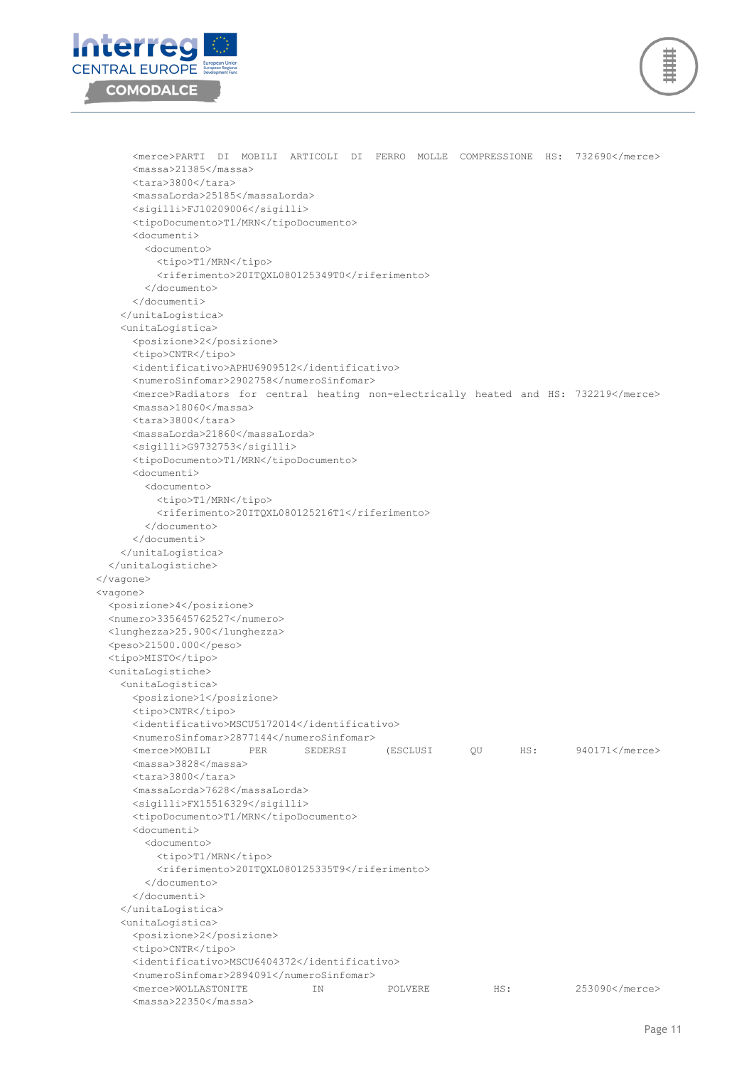```
        <merce>PARTI  DI  MOBILI  ARTICOLI  DI  FERRO  MOLLE  COMPRESSIONE  HS:  732690</merce>
        <massa>21385</massa>
        <tara>3800</tara>
        <massaLorda>25185</massaLorda>
        <sigilli>FJ10209006</sigilli>
        <tipoDocumento>T1/MRN</tipoDocumento>
        <documenti>
          <documento>
            <tipo>T1/MRN</tipo>
            <riferimento>20ITQXL080125349T0</riferimento>
          </documento>
        </documenti>
      </unitaLogistica>
      <unitaLogistica>
        <posizione>2</posizione>
        <tipo>CNTR</tipo>
        <identificativo>APHU6909512</identificativo>
        <numeroSinfomar>2902758</numeroSinfomar>
        <merce>Radiators  for  central  heating  non-electrically  heated  and  HS:  732219</merce>
        <massa>18060</massa>
        <tara>3800</tara>
        <massaLorda>21860</massaLorda>
        <sigilli>G9732753</sigilli>
        <tipoDocumento>T1/MRN</tipoDocumento>
        <documenti>
          <documento>
            <tipo>T1/MRN</tipo>
            <riferimento>20ITQXL080125216T1</riferimento>
          </documento>
        </documenti>
      </unitaLogistica>
    </unitaLogistiche>
  </vagone>
  <vagone>
    <posizione>4</posizione>
    <numero>335645762527</numero>
    <lunghezza>25.900</lunghezza>
    <peso>21500.000</peso>
    <tipo>MISTO</tipo>
    <unitaLogistiche>
      <unitaLogistica>
        <posizione>1</posizione>
        <tipo>CNTR</tipo>
        <identificativo>MSCU5172014</identificativo>
        <numeroSinfomar>2877144</numeroSinfomar>
        <merce>MOBILI     PER     SEDERSI     (ESCLUSI     QU     HS:     940171</merce>
        <massa>3828</massa>
        <tara>3800</tara>
        <massaLorda>7628</massaLorda>
        <sigilli>FX15516329</sigilli>
        <tipoDocumento>T1/MRN</tipoDocumento>
        <documenti>
          <documento>
            <tipo>T1/MRN</tipo>
            <riferimento>20ITQXL080125335T9</riferimento>
          </documento>
        </documenti>
      </unitaLogistica>
      <unitaLogistica>
        <posizione>2</posizione>
        <tipo>CNTR</tipo>
        <identificativo>MSCU6404372</identificativo>
        <numeroSinfomar>2894091</numeroSinfomar>
        <merce>WOLLASTONITE        IN        POLVERE        HS:        253090</merce>
        <massa>22350</massa>
```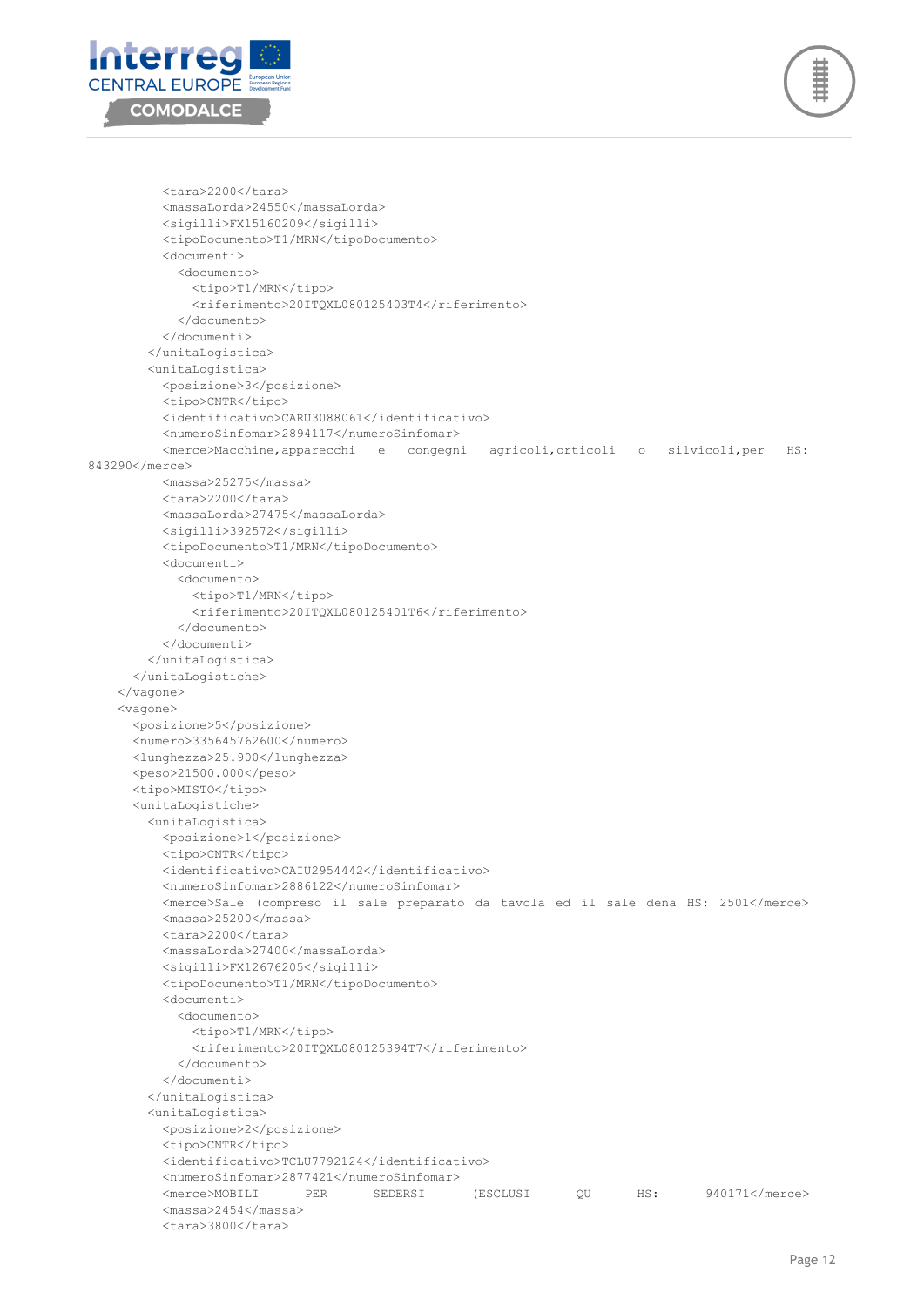```
          <tara>2200</tara>
          <massaLorda>24550</massaLorda>
          <sigilli>FX15160209</sigilli>
          <tipoDocumento>T1/MRN</tipoDocumento>
          <documenti>
            <documento>
              <tipo>T1/MRN</tipo>
              <riferimento>20ITQXL080125403T4</riferimento>
            </documento>
          </documenti>
        </unitaLogistica>
        <unitaLogistica>
          <posizione>3</posizione>
          <tipo>CNTR</tipo>
          <identificativo>CARU3088061</identificativo>
          <numeroSinfomar>2894117</numeroSinfomar>
          <merce>Macchine,apparecchi   e   congegni   agricoli,orticoli   o   silvicoli,per   HS:
843290</merce>
          <massa>25275</massa>
          <tara>2200</tara>
          <massaLorda>27475</massaLorda>
          <sigilli>392572</sigilli>
          <tipoDocumento>T1/MRN</tipoDocumento>
          <documenti>
            <documento>
              <tipo>T1/MRN</tipo>
              <riferimento>20ITQXL080125401T6</riferimento>
            </documento>
          </documenti>
        </unitaLogistica>
      </unitaLogistiche>
    </vagone>
    <vagone>
      <posizione>5</posizione>
      <numero>335645762600</numero>
      <lunghezza>25.900</lunghezza>
      <peso>21500.000</peso>
      <tipo>MISTO</tipo>
      <unitaLogistiche>
        <unitaLogistica>
          <posizione>1</posizione>
          <tipo>CNTR</tipo>
          <identificativo>CAIU2954442</identificativo>
          <numeroSinfomar>2886122</numeroSinfomar>
          <merce>Sale  (compreso  il  sale  preparato  da  tavola  ed  il  sale  dena  HS:  2501</merce>
          <massa>25200</massa>
          <tara>2200</tara>
          <massaLorda>27400</massaLorda>
          <sigilli>FX12676205</sigilli>
          <tipoDocumento>T1/MRN</tipoDocumento>
          <documenti>
            <documento>
              <tipo>T1/MRN</tipo>
              <riferimento>20ITQXL080125394T7</riferimento>
            </documento>
          </documenti>
        </unitaLogistica>
        <unitaLogistica>
          <posizione>2</posizione>
          <tipo>CNTR</tipo>
          <identificativo>TCLU7792124</identificativo>
          <numeroSinfomar>2877421</numeroSinfomar>
          <merce>MOBILI    PER    SEDERSI    (ESCLUSI    QU    HS:    940171</merce>
          <massa>2454</massa>
          <tara>3800</tara>
```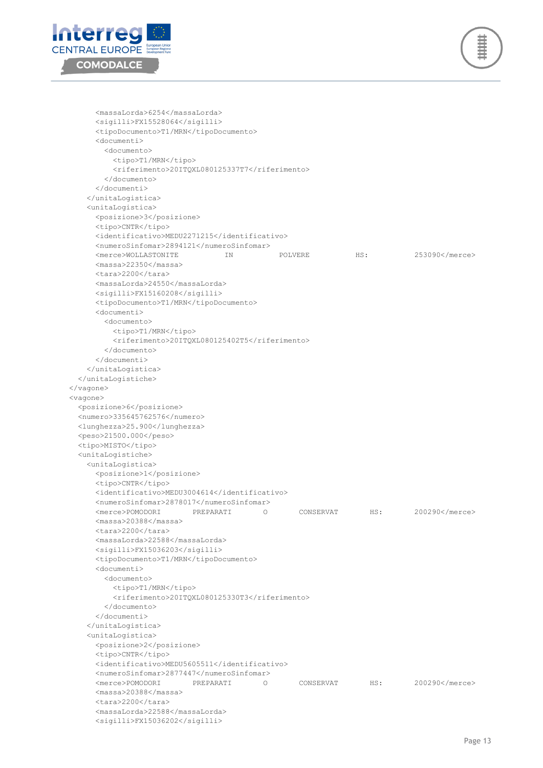```
        <massaLorda>6254</massaLorda>
        <sigilli>FX15528064</sigilli>
        <tipoDocumento>T1/MRN</tipoDocumento>
        <documenti>
          <documento>
            <tipo>T1/MRN</tipo>
            <riferimento>20ITQXL080125337T7</riferimento>
          </documento>
        </documenti>
      </unitaLogistica>
      <unitaLogistica>
        <posizione>3</posizione>
        <tipo>CNTR</tipo>
        <identificativo>MEDU2271215</identificativo>
        <numeroSinfomar>2894121</numeroSinfomar>
        <merce>WOLLASTONITE          IN          POLVERE          HS:          253090</merce>
        <massa>22350</massa>
        <tara>2200</tara>
        <massaLorda>24550</massaLorda>
        <sigilli>FX15160208</sigilli>
        <tipoDocumento>T1/MRN</tipoDocumento>
        <documenti>
          <documento>
            <tipo>T1/MRN</tipo>
            <riferimento>20ITQXL080125402T5</riferimento>
          </documento>
        </documenti>
      </unitaLogistica>
    </unitaLogistiche>
  </vagone>
  <vagone>
    <posizione>6</posizione>
    <numero>335645762576</numero>
    <lunghezza>25.900</lunghezza>
    <peso>21500.000</peso>
    <tipo>MISTO</tipo>
    <unitaLogistiche>
      <unitaLogistica>
        <posizione>1</posizione>
        <tipo>CNTR</tipo>
        <identificativo>MEDU3004614</identificativo>
        <numeroSinfomar>2878017</numeroSinfomar>
        <merce>POMODORI        PREPARATI        O        CONSERVAT        HS:        200290</merce>
        <massa>20388</massa>
        <tara>2200</tara>
        <massaLorda>22588</massaLorda>
        <sigilli>FX15036203</sigilli>
        <tipoDocumento>T1/MRN</tipoDocumento>
        <documenti>
          <documento>
            <tipo>T1/MRN</tipo>
            <riferimento>20ITQXL080125330T3</riferimento>
          </documento>
        </documenti>
      </unitaLogistica>
      <unitaLogistica>
        <posizione>2</posizione>
        <tipo>CNTR</tipo>
        <identificativo>MEDU5605511</identificativo>
        <numeroSinfomar>2877447</numeroSinfomar>
        <merce>POMODORI        PREPARATI        O        CONSERVAT        HS:        200290</merce>
        <massa>20388</massa>
        <tara>2200</tara>
        <massaLorda>22588</massaLorda>
        <sigilli>FX15036202</sigilli>
```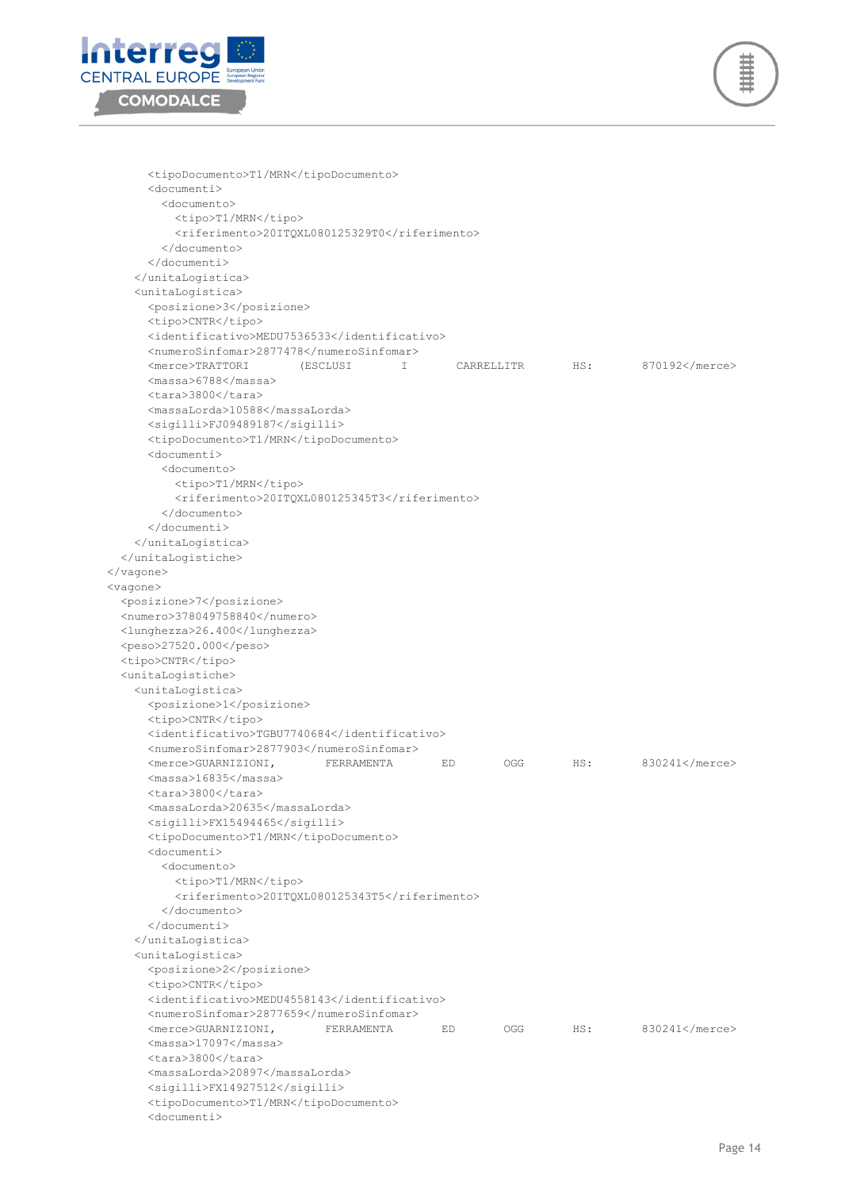```
        <tipoDocumento>T1/MRN</tipoDocumento>
        <documenti>
          <documento>
            <tipo>T1/MRN</tipo>
            <riferimento>20ITQXL080125329T0</riferimento>
          </documento>
        </documenti>
      </unitaLogistica>
      <unitaLogistica>
        <posizione>3</posizione>
        <tipo>CNTR</tipo>
        <identificativo>MEDU7536533</identificativo>
        <numeroSinfomar>2877478</numeroSinfomar>
        <merce>TRATTORI        (ESCLUSI       I       CARRELLITR       HS:        870192</merce>
        <massa>6788</massa>
        <tara>3800</tara>
        <massaLorda>10588</massaLorda>
        <sigilli>FJ09489187</sigilli>
        <tipoDocumento>T1/MRN</tipoDocumento>
        <documenti>
          <documento>
            <tipo>T1/MRN</tipo>
            <riferimento>20ITQXL080125345T3</riferimento>
          </documento>
        </documenti>
      </unitaLogistica>
    </unitaLogistiche>
  </vagone>
  <vagone>
    <posizione>7</posizione>
    <numero>378049758840</numero>
    <lunghezza>26.400</lunghezza>
    <peso>27520.000</peso>
    <tipo>CNTR</tipo>
    <unitaLogistiche>
      <unitaLogistica>
        <posizione>1</posizione>
        <tipo>CNTR</tipo>
        <identificativo>TGBU7740684</identificativo>
        <numeroSinfomar>2877903</numeroSinfomar>
        <merce>GUARNIZIONI,       FERRAMENTA       ED       OGG       HS:        830241</merce>
        <massa>16835</massa>
        <tara>3800</tara>
        <massaLorda>20635</massaLorda>
        <sigilli>FX15494465</sigilli>
        <tipoDocumento>T1/MRN</tipoDocumento>
        <documenti>
          <documento>
            <tipo>T1/MRN</tipo>
            <riferimento>20ITQXL080125343T5</riferimento>
          </documento>
        </documenti>
      </unitaLogistica>
      <unitaLogistica>
        <posizione>2</posizione>
        <tipo>CNTR</tipo>
        <identificativo>MEDU4558143</identificativo>
        <numeroSinfomar>2877659</numeroSinfomar>
        <merce>GUARNIZIONI,       FERRAMENTA       ED       OGG       HS:        830241</merce>
        <massa>17097</massa>
        <tara>3800</tara>
        <massaLorda>20897</massaLorda>
        <sigilli>FX14927512</sigilli>
        <tipoDocumento>T1/MRN</tipoDocumento>
        <documenti>
```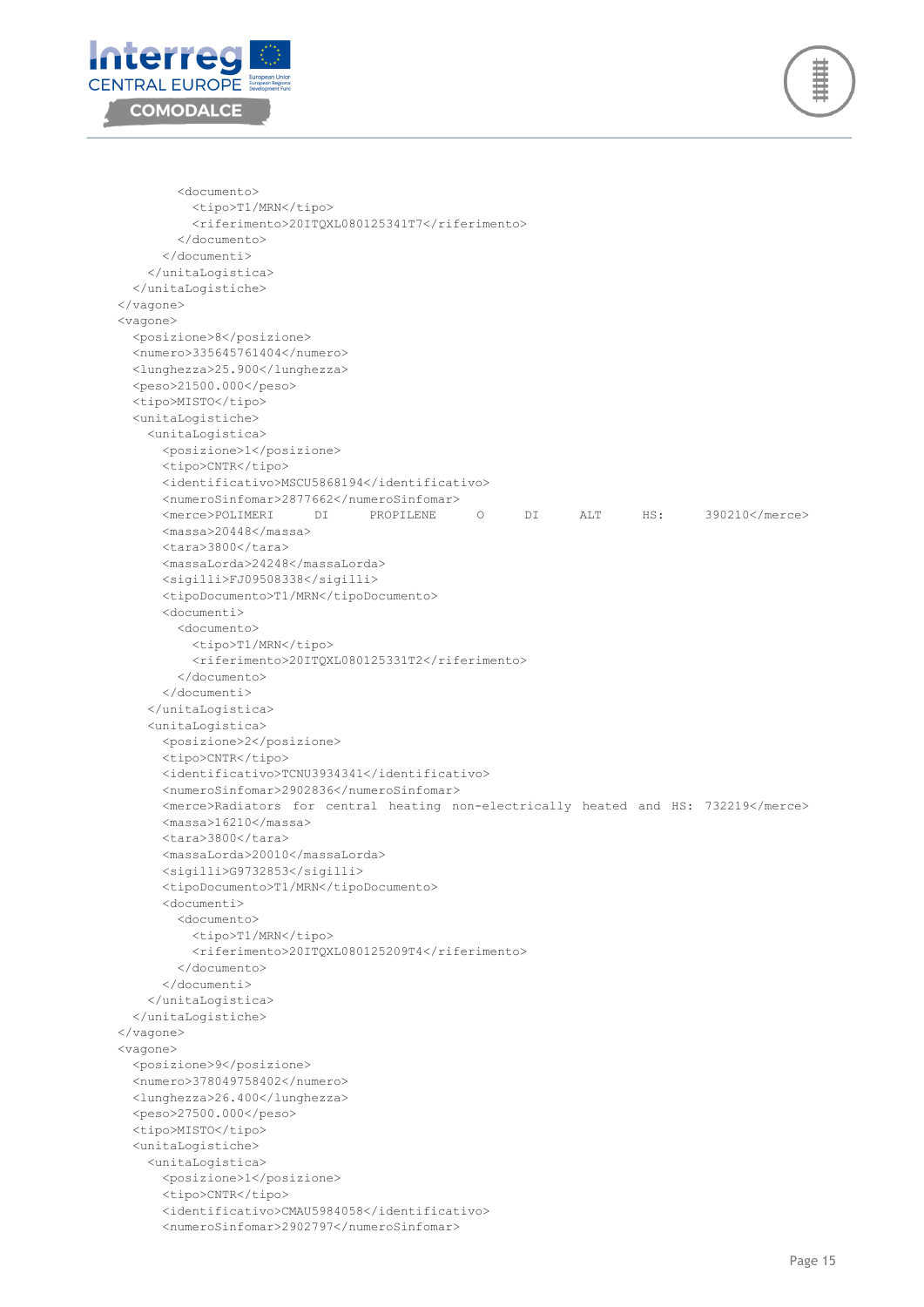```
        <documento>
          <tipo>T1/MRN</tipo>
          <riferimento>20ITQXL080125341T7</riferimento>
        </documento>
      </documenti>
    </unitaLogistica>
  </unitaLogistiche>
</vagone>
<vagone>
  <posizione>8</posizione>
  <numero>335645761404</numero>
  <lunghezza>25.900</lunghezza>
  <peso>21500.000</peso>
  <tipo>MISTO</tipo>
  <unitaLogistiche>
    <unitaLogistica>
      <posizione>1</posizione>
      <tipo>CNTR</tipo>
      <identificativo>MSCU5868194</identificativo>
      <numeroSinfomar>2877662</numeroSinfomar>
      <merce>POLIMERI     DI     PROPILENE     O     DI     ALT     HS:     390210</merce>
      <massa>20448</massa>
      <tara>3800</tara>
      <massaLorda>24248</massaLorda>
      <sigilli>FJ09508338</sigilli>
      <tipoDocumento>T1/MRN</tipoDocumento>
      <documenti>
        <documento>
          <tipo>T1/MRN</tipo>
          <riferimento>20ITQXL080125331T2</riferimento>
        </documento>
      </documenti>
    </unitaLogistica>
    <unitaLogistica>
      <posizione>2</posizione>
      <tipo>CNTR</tipo>
      <identificativo>TCNU3934341</identificativo>
      <numeroSinfomar>2902836</numeroSinfomar>
      <merce>Radiators for central heating non-electrically heated and HS: 732219</merce>
      <massa>16210</massa>
      <tara>3800</tara>
      <massaLorda>20010</massaLorda>
      <sigilli>G9732853</sigilli>
      <tipoDocumento>T1/MRN</tipoDocumento>
      <documenti>
        <documento>
          <tipo>T1/MRN</tipo>
          <riferimento>20ITQXL080125209T4</riferimento>
        </documento>
      </documenti>
    </unitaLogistica>
  </unitaLogistiche>
</vagone>
<vagone>
  <posizione>9</posizione>
  <numero>378049758402</numero>
  <lunghezza>26.400</lunghezza>
  <peso>27500.000</peso>
  <tipo>MISTO</tipo>
  <unitaLogistiche>
    <unitaLogistica>
      <posizione>1</posizione>
      <tipo>CNTR</tipo>
      <identificativo>CMAU5984058</identificativo>
      <numeroSinfomar>2902797</numeroSinfomar>
```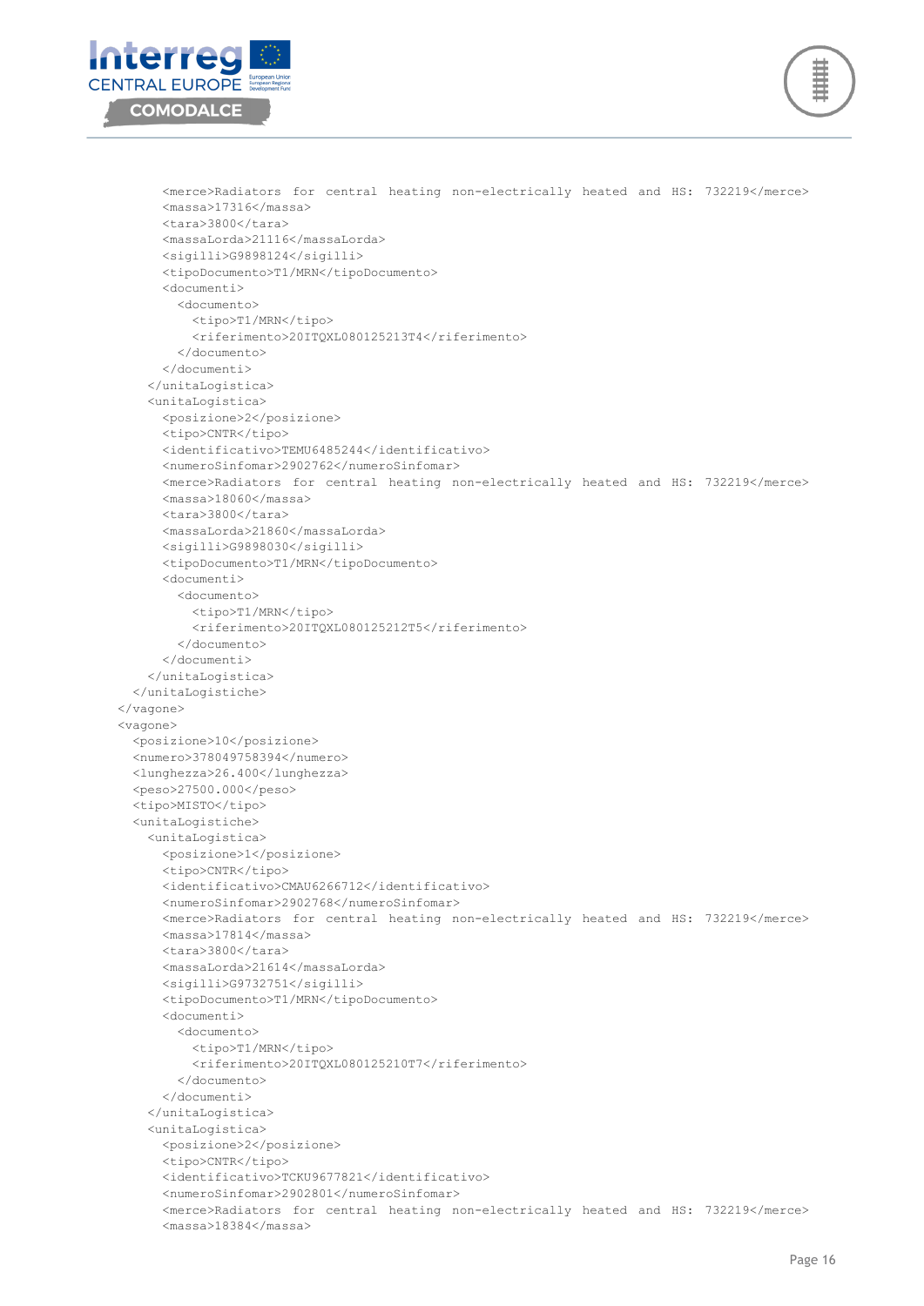```
        <merce>Radiators for central heating non-electrically heated and HS: 732219</merce>
        <massa>17316</massa>
        <tara>3800</tara>
        <massaLorda>21116</massaLorda>
        <sigilli>G9898124</sigilli>
        <tipoDocumento>T1/MRN</tipoDocumento>
        <documenti>
          <documento>
            <tipo>T1/MRN</tipo>
            <riferimento>20ITQXL080125213T4</riferimento>
          </documento>
        </documenti>
      </unitaLogistica>
      <unitaLogistica>
        <posizione>2</posizione>
        <tipo>CNTR</tipo>
        <identificativo>TEMU6485244</identificativo>
        <numeroSinfomar>2902762</numeroSinfomar>
        <merce>Radiators for central heating non-electrically heated and HS: 732219</merce>
        <massa>18060</massa>
        <tara>3800</tara>
        <massaLorda>21860</massaLorda>
        <sigilli>G9898030</sigilli>
        <tipoDocumento>T1/MRN</tipoDocumento>
        <documenti>
          <documento>
            <tipo>T1/MRN</tipo>
            <riferimento>20ITQXL080125212T5</riferimento>
          </documento>
        </documenti>
      </unitaLogistica>
    </unitaLogistiche>
  </vagone>
  <vagone>
    <posizione>10</posizione>
    <numero>378049758394</numero>
    <lunghezza>26.400</lunghezza>
    <peso>27500.000</peso>
    <tipo>MISTO</tipo>
    <unitaLogistiche>
      <unitaLogistica>
        <posizione>1</posizione>
        <tipo>CNTR</tipo>
        <identificativo>CMAU6266712</identificativo>
        <numeroSinfomar>2902768</numeroSinfomar>
        <merce>Radiators for central heating non-electrically heated and HS: 732219</merce>
        <massa>17814</massa>
        <tara>3800</tara>
        <massaLorda>21614</massaLorda>
        <sigilli>G9732751</sigilli>
        <tipoDocumento>T1/MRN</tipoDocumento>
        <documenti>
          <documento>
            <tipo>T1/MRN</tipo>
            <riferimento>20ITQXL080125210T7</riferimento>
          </documento>
        </documenti>
      </unitaLogistica>
      <unitaLogistica>
        <posizione>2</posizione>
        <tipo>CNTR</tipo>
        <identificativo>TCKU9677821</identificativo>
        <numeroSinfomar>2902801</numeroSinfomar>
        <merce>Radiators for central heating non-electrically heated and HS: 732219</merce>
        <massa>18384</massa>
```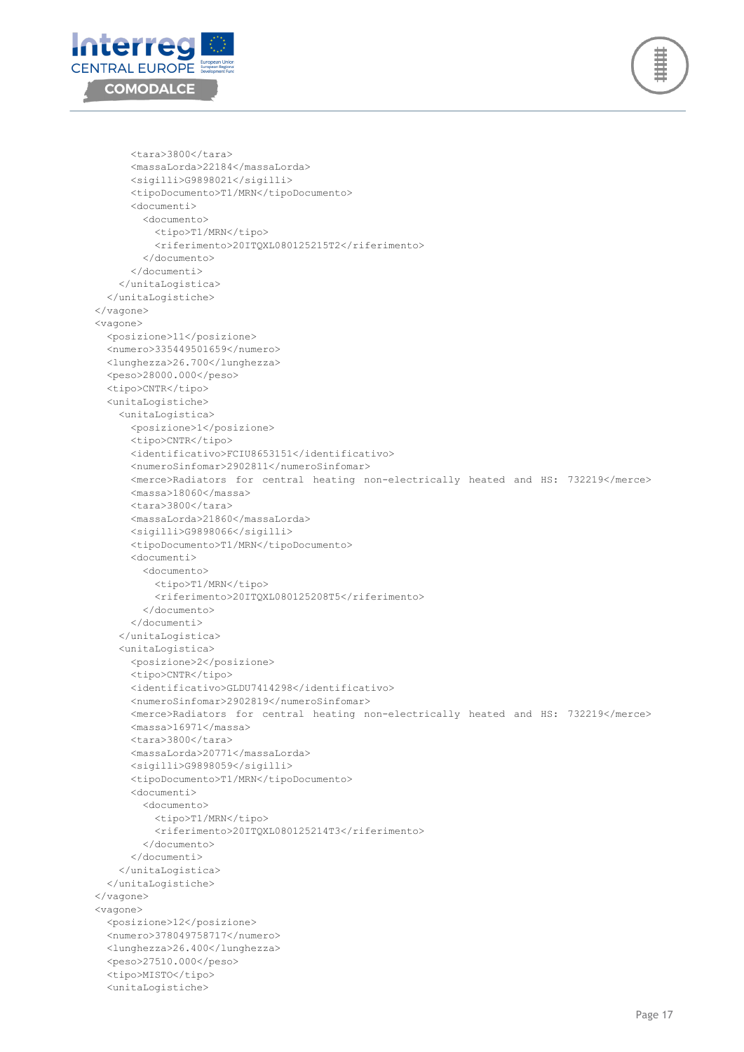```
        <tara>3800</tara>
        <massaLorda>22184</massaLorda>
        <sigilli>G9898021</sigilli>
        <tipoDocumento>T1/MRN</tipoDocumento>
        <documenti>
          <documento>
            <tipo>T1/MRN</tipo>
            <riferimento>20ITQXL080125215T2</riferimento>
          </documento>
        </documenti>
      </unitaLogistica>
    </unitaLogistiche>
  </vagone>
  <vagone>
    <posizione>11</posizione>
    <numero>335449501659</numero>
    <lunghezza>26.700</lunghezza>
    <peso>28000.000</peso>
    <tipo>CNTR</tipo>
    <unitaLogistiche>
      <unitaLogistica>
        <posizione>1</posizione>
        <tipo>CNTR</tipo>
        <identificativo>FCIU8653151</identificativo>
        <numeroSinfomar>2902811</numeroSinfomar>
        <merce>Radiators for central heating non-electrically heated and HS: 732219</merce>
        <massa>18060</massa>
        <tara>3800</tara>
        <massaLorda>21860</massaLorda>
        <sigilli>G9898066</sigilli>
        <tipoDocumento>T1/MRN</tipoDocumento>
        <documenti>
          <documento>
            <tipo>T1/MRN</tipo>
            <riferimento>20ITQXL080125208T5</riferimento>
          </documento>
        </documenti>
      </unitaLogistica>
      <unitaLogistica>
        <posizione>2</posizione>
        <tipo>CNTR</tipo>
        <identificativo>GLDU7414298</identificativo>
        <numeroSinfomar>2902819</numeroSinfomar>
        <merce>Radiators for central heating non-electrically heated and HS: 732219</merce>
        <massa>16971</massa>
        <tara>3800</tara>
        <massaLorda>20771</massaLorda>
        <sigilli>G9898059</sigilli>
        <tipoDocumento>T1/MRN</tipoDocumento>
        <documenti>
          <documento>
            <tipo>T1/MRN</tipo>
            <riferimento>20ITQXL080125214T3</riferimento>
          </documento>
        </documenti>
      </unitaLogistica>
    </unitaLogistiche>
  </vagone>
  <vagone>
    <posizione>12</posizione>
    <numero>378049758717</numero>
    <lunghezza>26.400</lunghezza>
    <peso>27510.000</peso>
    <tipo>MISTO</tipo>
    <unitaLogistiche>
```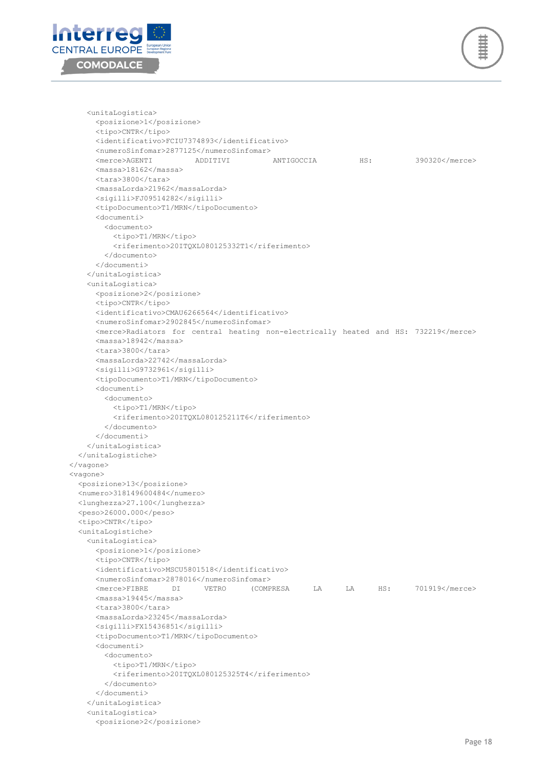```
      <unitaLogistica>
        <posizione>1</posizione>
        <tipo>CNTR</tipo>
        <identificativo>FCIU7374893</identificativo>
        <numeroSinfomar>2877125</numeroSinfomar>
        <merce>AGENTI         ADDITIVI         ANTIGOCCIA         HS:         390320</merce>
        <massa>18162</massa>
        <tara>3800</tara>
        <massaLorda>21962</massaLorda>
        <sigilli>FJ09514282</sigilli>
        <tipoDocumento>T1/MRN</tipoDocumento>
        <documenti>
          <documento>
            <tipo>T1/MRN</tipo>
            <riferimento>20ITQXL080125332T1</riferimento>
          </documento>
        </documenti>
      </unitaLogistica>
      <unitaLogistica>
        <posizione>2</posizione>
        <tipo>CNTR</tipo>
        <identificativo>CMAU6266564</identificativo>
        <numeroSinfomar>2902845</numeroSinfomar>
        <merce>Radiators for central heating non-electrically heated and HS: 732219</merce>
        <massa>18942</massa>
        <tara>3800</tara>
        <massaLorda>22742</massaLorda>
        <sigilli>G9732961</sigilli>
        <tipoDocumento>T1/MRN</tipoDocumento>
        <documenti>
          <documento>
            <tipo>T1/MRN</tipo>
            <riferimento>20ITQXL080125211T6</riferimento>
          </documento>
        </documenti>
      </unitaLogistica>
    </unitaLogistiche>
  </vagone>
  <vagone>
    <posizione>13</posizione>
    <numero>318149600484</numero>
    <lunghezza>27.100</lunghezza>
    <peso>26000.000</peso>
    <tipo>CNTR</tipo>
    <unitaLogistiche>
      <unitaLogistica>
        <posizione>1</posizione>
        <tipo>CNTR</tipo>
        <identificativo>MSCU5801518</identificativo>
        <numeroSinfomar>2878016</numeroSinfomar>
        <merce>FIBRE     DI     VETRO     (COMPRESA     LA     LA     HS:     701919</merce>
        <massa>19445</massa>
        <tara>3800</tara>
        <massaLorda>23245</massaLorda>
        <sigilli>FX15436851</sigilli>
        <tipoDocumento>T1/MRN</tipoDocumento>
        <documenti>
          <documento>
            <tipo>T1/MRN</tipo>
            <riferimento>20ITQXL080125325T4</riferimento>
          </documento>
        </documenti>
      </unitaLogistica>
      <unitaLogistica>
        <posizione>2</posizione>
```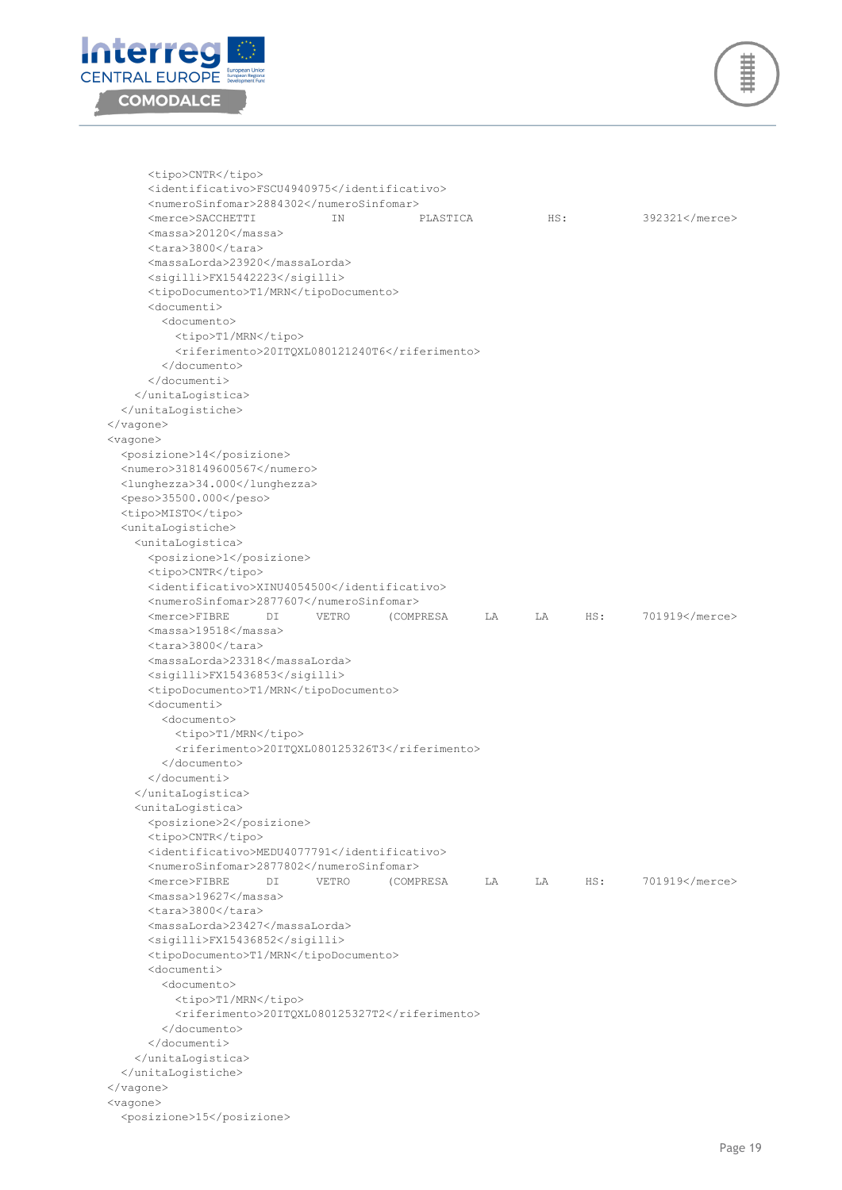```
        <tipo>CNTR</tipo>
        <identificativo>FSCU4940975</identificativo>
        <numeroSinfomar>2884302</numeroSinfomar>
        <merce>SACCHETTI       IN        PLASTICA          HS:          392321</merce>
        <massa>20120</massa>
        <tara>3800</tara>
        <massaLorda>23920</massaLorda>
        <sigilli>FX15442223</sigilli>
        <tipoDocumento>T1/MRN</tipoDocumento>
        <documenti>
          <documento>
            <tipo>T1/MRN</tipo>
            <riferimento>20ITQXL080121240T6</riferimento>
          </documento>
        </documenti>
      </unitaLogistica>
    </unitaLogistiche>
  </vagone>
  <vagone>
    <posizione>14</posizione>
    <numero>318149600567</numero>
    <lunghezza>34.000</lunghezza>
    <peso>35500.000</peso>
    <tipo>MISTO</tipo>
    <unitaLogistiche>
      <unitaLogistica>
        <posizione>1</posizione>
        <tipo>CNTR</tipo>
        <identificativo>XINU4054500</identificativo>
        <numeroSinfomar>2877607</numeroSinfomar>
        <merce>FIBRE     DI     VETRO     (COMPRESA     LA     LA     HS:     701919</merce>
        <massa>19518</massa>
        <tara>3800</tara>
        <massaLorda>23318</massaLorda>
        <sigilli>FX15436853</sigilli>
        <tipoDocumento>T1/MRN</tipoDocumento>
        <documenti>
          <documento>
            <tipo>T1/MRN</tipo>
            <riferimento>20ITQXL080125326T3</riferimento>
          </documento>
        </documenti>
      </unitaLogistica>
      <unitaLogistica>
        <posizione>2</posizione>
        <tipo>CNTR</tipo>
        <identificativo>MEDU4077791</identificativo>
        <numeroSinfomar>2877802</numeroSinfomar>
        <merce>FIBRE     DI     VETRO     (COMPRESA     LA     LA     HS:     701919</merce>
        <massa>19627</massa>
        <tara>3800</tara>
        <massaLorda>23427</massaLorda>
        <sigilli>FX15436852</sigilli>
        <tipoDocumento>T1/MRN</tipoDocumento>
        <documenti>
          <documento>
            <tipo>T1/MRN</tipo>
            <riferimento>20ITQXL080125327T2</riferimento>
          </documento>
        </documenti>
      </unitaLogistica>
    </unitaLogistiche>
  </vagone>
  <vagone>
    <posizione>15</posizione>
```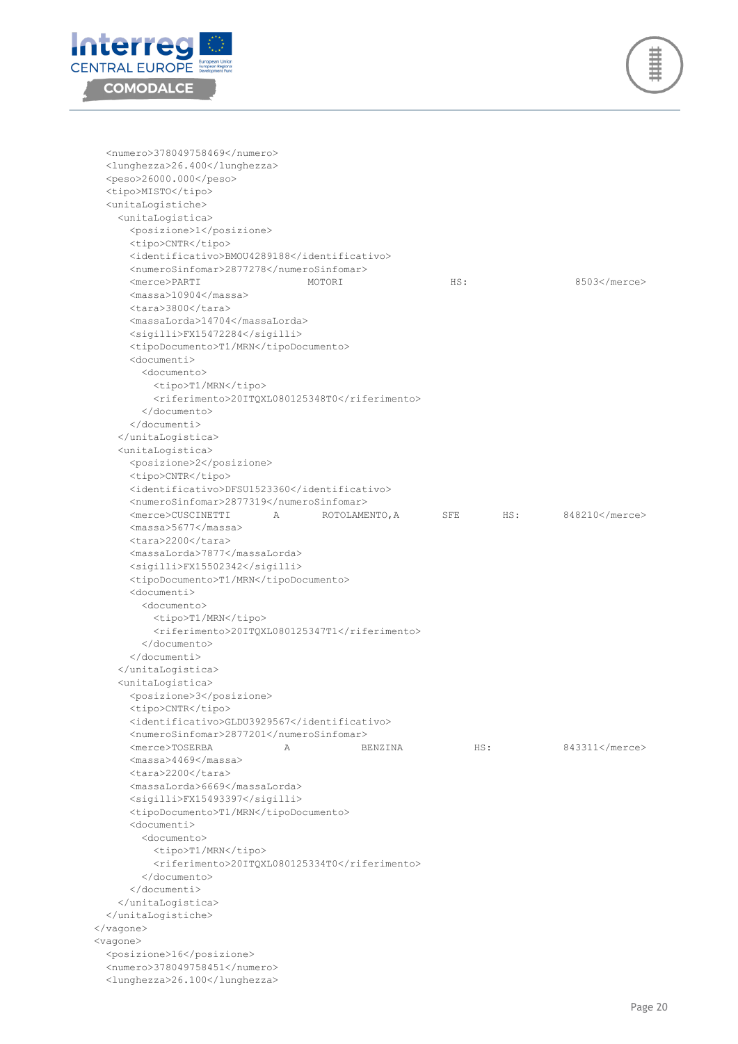```xml
    <numero>378049758469</numero>
    <lunghezza>26.400</lunghezza>
    <peso>26000.000</peso>
    <tipo>MISTO</tipo>
    <unitaLogistiche>
      <unitaLogistica>
        <posizione>1</posizione>
        <tipo>CNTR</tipo>
        <identificativo>BMOU4289188</identificativo>
        <numeroSinfomar>2877278</numeroSinfomar>
        <merce>PARTI                    MOTORI                    HS:              8503</merce>
        <massa>10904</massa>
        <tara>3800</tara>
        <massaLorda>14704</massaLorda>
        <sigilli>FX15472284</sigilli>
        <tipoDocumento>T1/MRN</tipoDocumento>
        <documenti>
          <documento>
            <tipo>T1/MRN</tipo>
            <riferimento>20ITQXL080125348T0</riferimento>
          </documento>
        </documenti>
      </unitaLogistica>
      <unitaLogistica>
        <posizione>2</posizione>
        <tipo>CNTR</tipo>
        <identificativo>DFSU1523360</identificativo>
        <numeroSinfomar>2877319</numeroSinfomar>
        <merce>CUSCINETTI       A       ROTOLAMENTO,A       SFE       HS:       848210</merce>
        <massa>5677</massa>
        <tara>2200</tara>
        <massaLorda>7877</massaLorda>
        <sigilli>FX15502342</sigilli>
        <tipoDocumento>T1/MRN</tipoDocumento>
        <documenti>
          <documento>
            <tipo>T1/MRN</tipo>
            <riferimento>20ITQXL080125347T1</riferimento>
          </documento>
        </documenti>
      </unitaLogistica>
      <unitaLogistica>
        <posizione>3</posizione>
        <tipo>CNTR</tipo>
        <identificativo>GLDU3929567</identificativo>
        <numeroSinfomar>2877201</numeroSinfomar>
        <merce>TOSERBA           A          BENZINA            HS:          843311</merce>
        <massa>4469</massa>
        <tara>2200</tara>
        <massaLorda>6669</massaLorda>
        <sigilli>FX15493397</sigilli>
        <tipoDocumento>T1/MRN</tipoDocumento>
        <documenti>
          <documento>
            <tipo>T1/MRN</tipo>
            <riferimento>20ITQXL080125334T0</riferimento>
          </documento>
        </documenti>
      </unitaLogistica>
    </unitaLogistiche>
  </vagone>
  <vagone>
    <posizione>16</posizione>
    <numero>378049758451</numero>
    <lunghezza>26.100</lunghezza>
```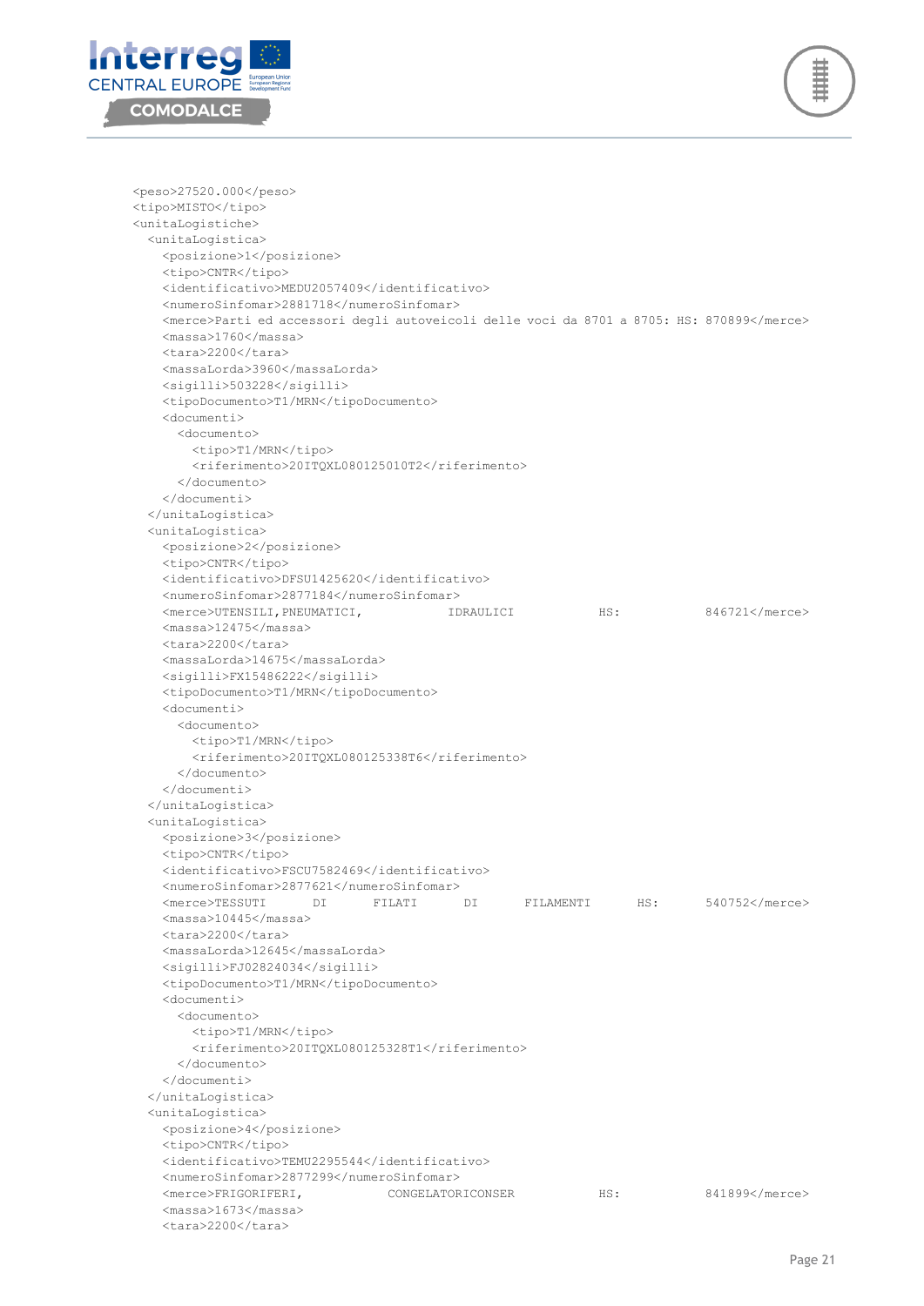```
<peso>27520.000</peso>
<tipo>MISTO</tipo>
<unitaLogistiche>
  <unitaLogistica>
    <posizione>1</posizione>
    <tipo>CNTR</tipo>
    <identificativo>MEDU2057409</identificativo>
    <numeroSinfomar>2881718</numeroSinfomar>
    <merce>Parti ed accessori degli autoveicoli delle voci da 8701 a 8705: HS: 870899</merce>
    <massa>1760</massa>
    <tara>2200</tara>
    <massaLorda>3960</massaLorda>
    <sigilli>503228</sigilli>
    <tipoDocumento>T1/MRN</tipoDocumento>
    <documenti>
      <documento>
        <tipo>T1/MRN</tipo>
        <riferimento>20ITQXL080125010T2</riferimento>
      </documento>
    </documenti>
  </unitaLogistica>
  <unitaLogistica>
    <posizione>2</posizione>
    <tipo>CNTR</tipo>
    <identificativo>DFSU1425620</identificativo>
    <numeroSinfomar>2877184</numeroSinfomar>
    <merce>UTENSILI,PNEUMATICI,          IDRAULICI          HS:           846721</merce>
    <massa>12475</massa>
    <tara>2200</tara>
    <massaLorda>14675</massaLorda>
    <sigilli>FX15486222</sigilli>
    <tipoDocumento>T1/MRN</tipoDocumento>
    <documenti>
      <documento>
        <tipo>T1/MRN</tipo>
        <riferimento>20ITQXL080125338T6</riferimento>
      </documento>
    </documenti>
  </unitaLogistica>
  <unitaLogistica>
    <posizione>3</posizione>
    <tipo>CNTR</tipo>
    <identificativo>FSCU7582469</identificativo>
    <numeroSinfomar>2877621</numeroSinfomar>
    <merce>TESSUTI      DI      FILATI      DI      FILAMENTI      HS:      540752</merce>
    <massa>10445</massa>
    <tara>2200</tara>
    <massaLorda>12645</massaLorda>
    <sigilli>FJ02824034</sigilli>
    <tipoDocumento>T1/MRN</tipoDocumento>
    <documenti>
      <documento>
        <tipo>T1/MRN</tipo>
        <riferimento>20ITQXL080125328T1</riferimento>
      </documento>
    </documenti>
  </unitaLogistica>
  <unitaLogistica>
    <posizione>4</posizione>
    <tipo>CNTR</tipo>
    <identificativo>TEMU2295544</identificativo>
    <numeroSinfomar>2877299</numeroSinfomar>
    <merce>FRIGORIFERI,          CONGELATORICONSER          HS:           841899</merce>
    <massa>1673</massa>
    <tara>2200</tara>
```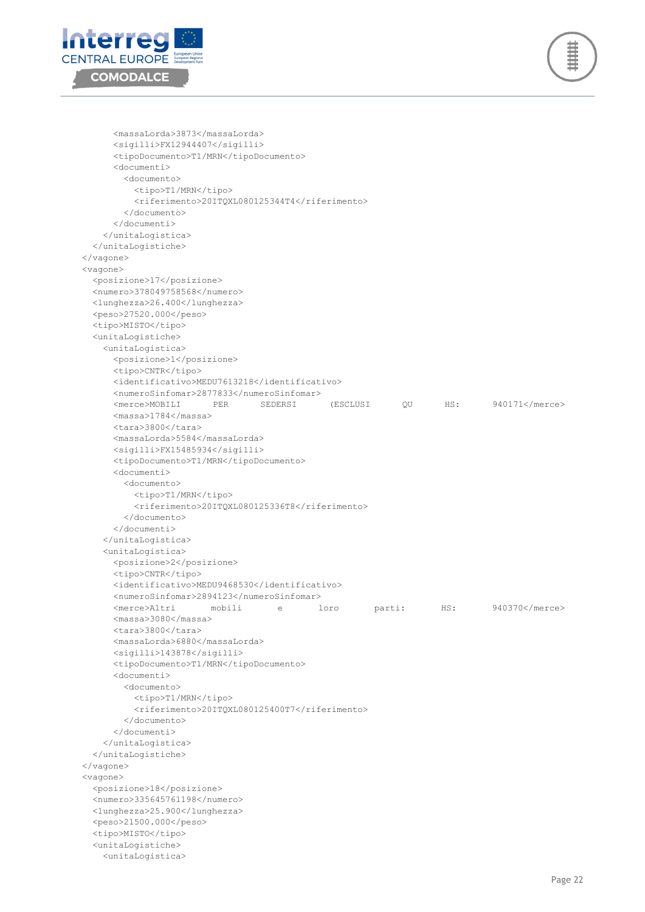```
        <massaLorda>3873</massaLorda>
        <sigilli>FX12944407</sigilli>
        <tipoDocumento>T1/MRN</tipoDocumento>
        <documenti>
          <documento>
            <tipo>T1/MRN</tipo>
            <riferimento>20ITQXL080125344T4</riferimento>
          </documento>
        </documenti>
      </unitaLogistica>
    </unitaLogistiche>
  </vagone>
  <vagone>
    <posizione>17</posizione>
    <numero>378049758568</numero>
    <lunghezza>26.400</lunghezza>
    <peso>27520.000</peso>
    <tipo>MISTO</tipo>
    <unitaLogistiche>
      <unitaLogistica>
        <posizione>1</posizione>
        <tipo>CNTR</tipo>
        <identificativo>MEDU7613218</identificativo>
        <numeroSinfomar>2877833</numeroSinfomar>
        <merce>MOBILI       PER       SEDERSI       (ESCLUSI       QU       HS:       940171</merce>
        <massa>1784</massa>
        <tara>3800</tara>
        <massaLorda>5584</massaLorda>
        <sigilli>FX15485934</sigilli>
        <tipoDocumento>T1/MRN</tipoDocumento>
        <documenti>
          <documento>
            <tipo>T1/MRN</tipo>
            <riferimento>20ITQXL080125336T8</riferimento>
          </documento>
        </documenti>
      </unitaLogistica>
      <unitaLogistica>
        <posizione>2</posizione>
        <tipo>CNTR</tipo>
        <identificativo>MEDU9468530</identificativo>
        <numeroSinfomar>2894123</numeroSinfomar>
        <merce>Altri       mobili       e       loro       parti:       HS:       940370</merce>
        <massa>3080</massa>
        <tara>3800</tara>
        <massaLorda>6880</massaLorda>
        <sigilli>143878</sigilli>
        <tipoDocumento>T1/MRN</tipoDocumento>
        <documenti>
          <documento>
            <tipo>T1/MRN</tipo>
            <riferimento>20ITQXL080125400T7</riferimento>
          </documento>
        </documenti>
      </unitaLogistica>
    </unitaLogistiche>
  </vagone>
  <vagone>
    <posizione>18</posizione>
    <numero>335645761198</numero>
    <lunghezza>25.900</lunghezza>
    <peso>21500.000</peso>
    <tipo>MISTO</tipo>
    <unitaLogistiche>
      <unitaLogistica>
```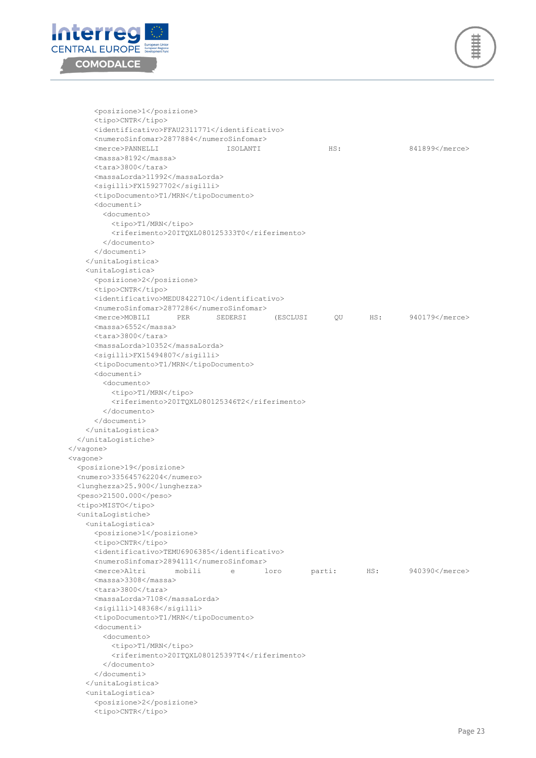```
        <posizione>1</posizione>
        <tipo>CNTR</tipo>
        <identificativo>FFAU2311771</identificativo>
        <numeroSinfomar>2877884</numeroSinfomar>
        <merce>PANNELLI                ISOLANTI               HS:              841899</merce>
        <massa>8192</massa>
        <tara>3800</tara>
        <massaLorda>11992</massaLorda>
        <sigilli>FX15927702</sigilli>
        <tipoDocumento>T1/MRN</tipoDocumento>
        <documenti>
          <documento>
            <tipo>T1/MRN</tipo>
            <riferimento>20ITQXL080125333T0</riferimento>
          </documento>
        </documenti>
      </unitaLogistica>
      <unitaLogistica>
        <posizione>2</posizione>
        <tipo>CNTR</tipo>
        <identificativo>MEDU8422710</identificativo>
        <numeroSinfomar>2877286</numeroSinfomar>
        <merce>MOBILI      PER      SEDERSI      (ESCLUSI      QU      HS:      940179</merce>
        <massa>6552</massa>
        <tara>3800</tara>
        <massaLorda>10352</massaLorda>
        <sigilli>FX15494807</sigilli>
        <tipoDocumento>T1/MRN</tipoDocumento>
        <documenti>
          <documento>
            <tipo>T1/MRN</tipo>
            <riferimento>20ITQXL080125346T2</riferimento>
          </documento>
        </documenti>
      </unitaLogistica>
    </unitaLogistiche>
  </vagone>
  <vagone>
    <posizione>19</posizione>
    <numero>335645762204</numero>
    <lunghezza>25.900</lunghezza>
    <peso>21500.000</peso>
    <tipo>MISTO</tipo>
    <unitaLogistiche>
      <unitaLogistica>
        <posizione>1</posizione>
        <tipo>CNTR</tipo>
        <identificativo>TEMU6906385</identificativo>
        <numeroSinfomar>2894111</numeroSinfomar>
        <merce>Altri      mobili      e      loro      parti:      HS:      940390</merce>
        <massa>3308</massa>
        <tara>3800</tara>
        <massaLorda>7108</massaLorda>
        <sigilli>148368</sigilli>
        <tipoDocumento>T1/MRN</tipoDocumento>
        <documenti>
          <documento>
            <tipo>T1/MRN</tipo>
            <riferimento>20ITQXL080125397T4</riferimento>
          </documento>
        </documenti>
      </unitaLogistica>
      <unitaLogistica>
        <posizione>2</posizione>
        <tipo>CNTR</tipo>
```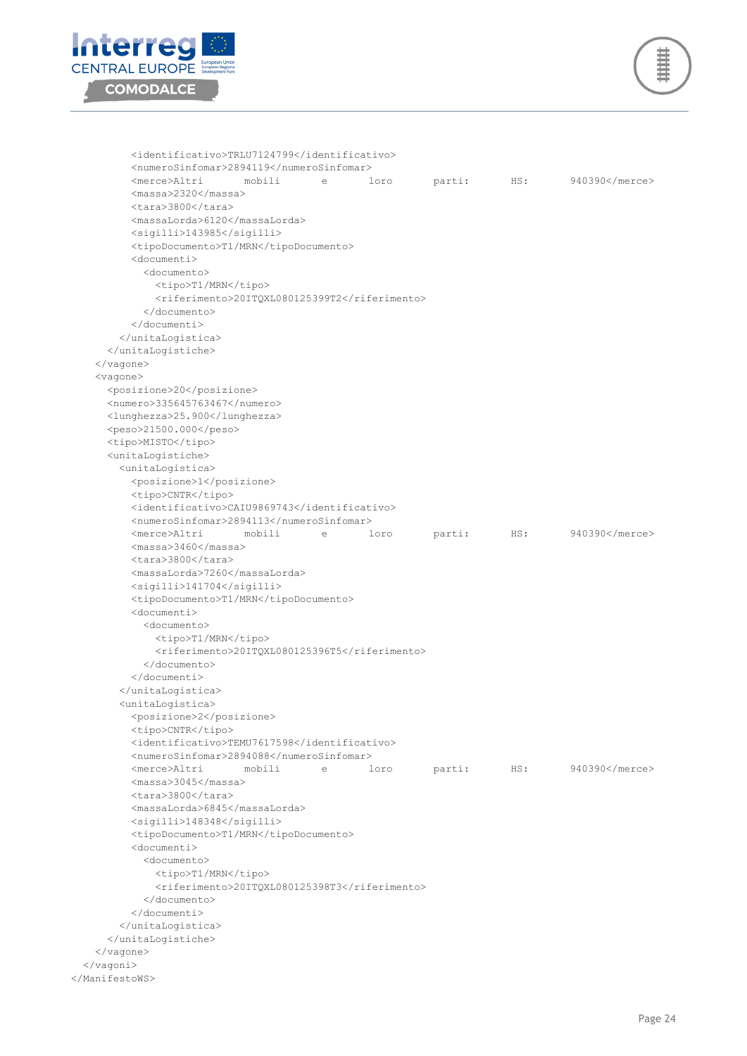```
          <identificativo>TRLU7124799</identificativo>
          <numeroSinfomar>2894119</numeroSinfomar>
          <merce>Altri       mobili       e       loro       parti:       HS:       940390</merce>
          <massa>2320</massa>
          <tara>3800</tara>
          <massaLorda>6120</massaLorda>
          <sigilli>143985</sigilli>
          <tipoDocumento>T1/MRN</tipoDocumento>
          <documenti>
            <documento>
              <tipo>T1/MRN</tipo>
              <riferimento>20ITQXL080125399T2</riferimento>
            </documento>
          </documenti>
        </unitaLogistica>
      </unitaLogistiche>
    </vagone>
    <vagone>
      <posizione>20</posizione>
      <numero>335645763467</numero>
      <lunghezza>25.900</lunghezza>
      <peso>21500.000</peso>
      <tipo>MISTO</tipo>
      <unitaLogistiche>
        <unitaLogistica>
          <posizione>1</posizione>
          <tipo>CNTR</tipo>
          <identificativo>CAIU9869743</identificativo>
          <numeroSinfomar>2894113</numeroSinfomar>
          <merce>Altri       mobili       e       loro       parti:       HS:       940390</merce>
          <massa>3460</massa>
          <tara>3800</tara>
          <massaLorda>7260</massaLorda>
          <sigilli>141704</sigilli>
          <tipoDocumento>T1/MRN</tipoDocumento>
          <documenti>
            <documento>
              <tipo>T1/MRN</tipo>
              <riferimento>20ITQXL080125396T5</riferimento>
            </documento>
          </documenti>
        </unitaLogistica>
        <unitaLogistica>
          <posizione>2</posizione>
          <tipo>CNTR</tipo>
          <identificativo>TEMU7617598</identificativo>
          <numeroSinfomar>2894088</numeroSinfomar>
          <merce>Altri       mobili       e       loro       parti:       HS:       940390</merce>
          <massa>3045</massa>
          <tara>3800</tara>
          <massaLorda>6845</massaLorda>
          <sigilli>148348</sigilli>
          <tipoDocumento>T1/MRN</tipoDocumento>
          <documenti>
            <documento>
              <tipo>T1/MRN</tipo>
              <riferimento>20ITQXL080125398T3</riferimento>
            </documento>
          </documenti>
        </unitaLogistica>
      </unitaLogistiche>
    </vagone>
  </vagoni>
</ManifestoWS>
```